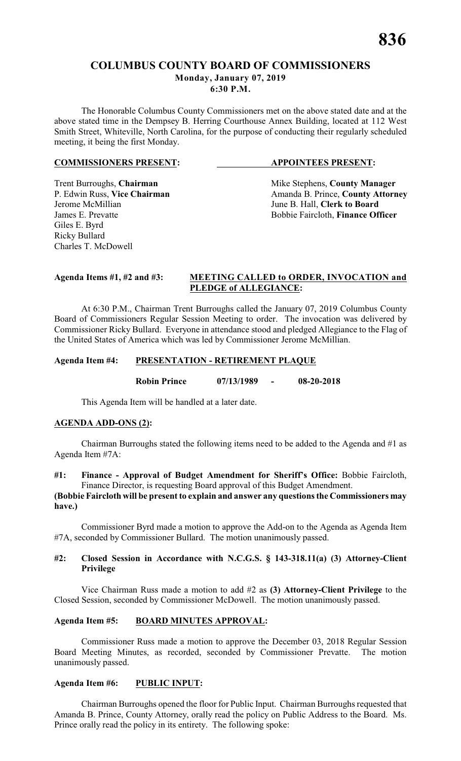# COLUMBUS COUNTY BOARD OF COMMISSIONERS

**Monday, January 07, 2019**
**6:30 P.M.**

The Honorable Columbus County Commissioners met on the above stated date and at the above stated time in the Dempsey B. Herring Courthouse Annex Building, located at 112 West Smith Street, Whiteville, North Carolina, for the purpose of conducting their regularly scheduled meeting, it being the first Monday.

| **COMMISSIONERS PRESENT:** | **APPOINTEES PRESENT:** |
|---|---|
| Trent Burroughs, **Chairman** | Mike Stephens, **County Manager** |
| P. Edwin Russ, **Vice Chairman** | Amanda B. Prince, **County Attorney** |
| Jerome McMillian | June B. Hall, **Clerk to Board** |
| James E. Prevatte | Bobbie Faircloth, **Finance Officer** |
| Giles E. Byrd | |
| Ricky Bullard | |
| Charles T. McDowell | |

**Agenda Items #1, #2 and #3: MEETING CALLED to ORDER, INVOCATION and PLEDGE of ALLEGIANCE:**

At 6:30 P.M., Chairman Trent Burroughs called the January 07, 2019 Columbus County Board of Commissioners Regular Session Meeting to order. The invocation was delivered by Commissioner Ricky Bullard. Everyone in attendance stood and pledged Allegiance to the Flag of the United States of America which was led by Commissioner Jerome McMillian.

**Agenda Item #4: PRESENTATION - RETIREMENT PLAQUE**

**Robin Prince 07/13/1989 - 08-20-2018**

This Agenda Item will be handled at a later date.

**AGENDA ADD-ONS (2):**

Chairman Burroughs stated the following items need to be added to the Agenda and #1 as Agenda Item #7A:

**#1: Finance - Approval of Budget Amendment for Sheriff's Office:** Bobbie Faircloth, Finance Director, is requesting Board approval of this Budget Amendment.
**(Bobbie Faircloth will be present to explain and answer any questions the Commissioners may have.)**

Commissioner Byrd made a motion to approve the Add-on to the Agenda as Agenda Item #7A, seconded by Commissioner Bullard. The motion unanimously passed.

**#2: Closed Session in Accordance with N.C.G.S. § 143-318.11(a) (3) Attorney-Client Privilege**

Vice Chairman Russ made a motion to add #2 as **(3) Attorney-Client Privilege** to the Closed Session, seconded by Commissioner McDowell. The motion unanimously passed.

**Agenda Item #5: BOARD MINUTES APPROVAL:**

Commissioner Russ made a motion to approve the December 03, 2018 Regular Session Board Meeting Minutes, as recorded, seconded by Commissioner Prevatte. The motion unanimously passed.

**Agenda Item #6: PUBLIC INPUT:**

Chairman Burroughs opened the floor for Public Input. Chairman Burroughs requested that Amanda B. Prince, County Attorney, orally read the policy on Public Address to the Board. Ms. Prince orally read the policy in its entirety. The following spoke: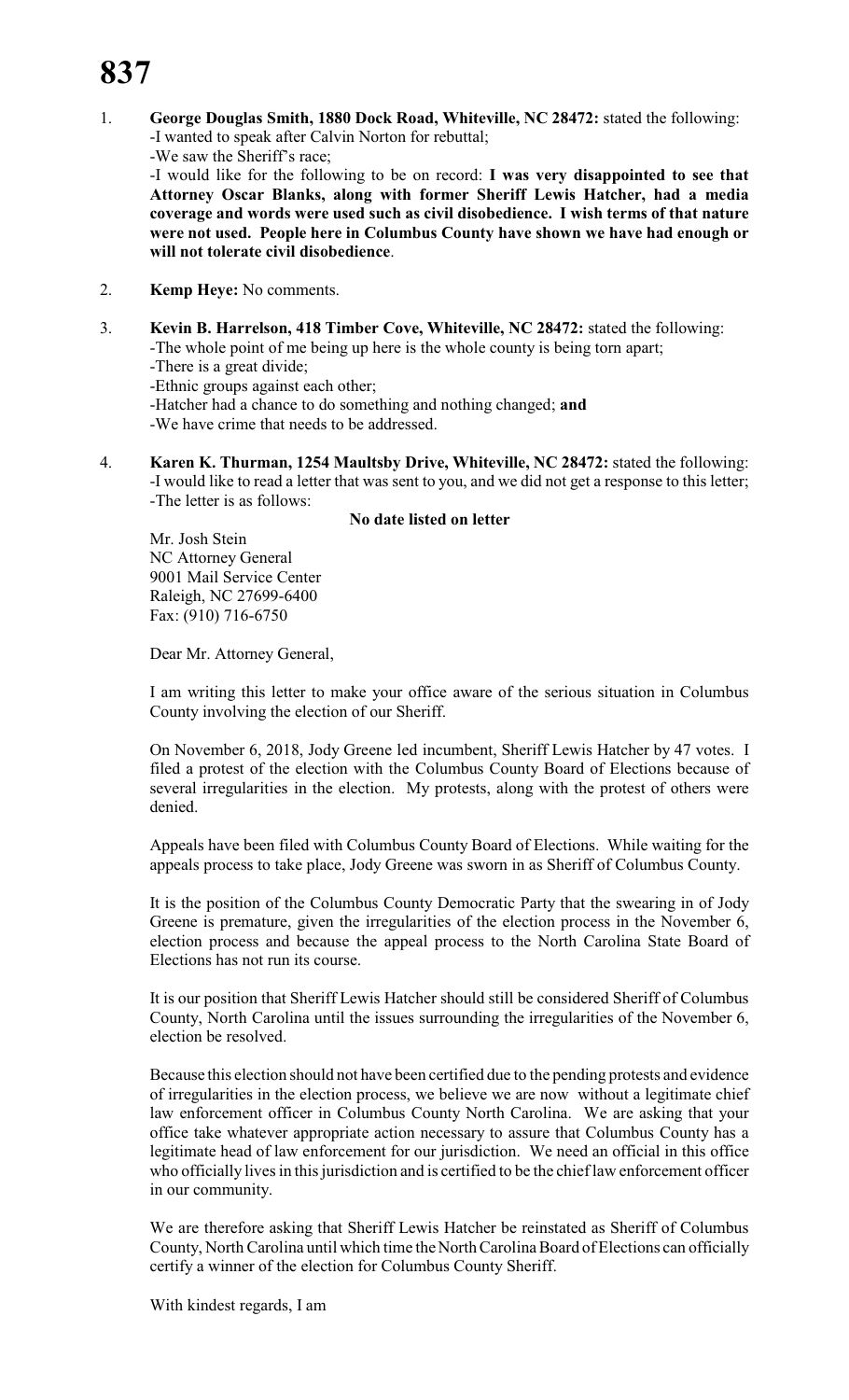1. **George Douglas Smith, 1880 Dock Road, Whiteville, NC 28472:** stated the following:
   -I wanted to speak after Calvin Norton for rebuttal;
   -We saw the Sheriff's race;
   -I would like for the following to be on record: **I was very disappointed to see that Attorney Oscar Blanks, along with former Sheriff Lewis Hatcher, had a media coverage and words were used such as civil disobedience. I wish terms of that nature were not used. People here in Columbus County have shown we have had enough or will not tolerate civil disobedience**.

2. **Kemp Heye:** No comments.

3. **Kevin B. Harrelson, 418 Timber Cove, Whiteville, NC 28472:** stated the following:
   -The whole point of me being up here is the whole county is being torn apart;
   -There is a great divide;
   -Ethnic groups against each other;
   -Hatcher had a chance to do something and nothing changed; **and**
   -We have crime that needs to be addressed.

4. **Karen K. Thurman, 1254 Maultsby Drive, Whiteville, NC 28472:** stated the following:
   -I would like to read a letter that was sent to you, and we did not get a response to this letter;
   -The letter is as follows:

   **No date listed on letter**

   Mr. Josh Stein
   NC Attorney General
   9001 Mail Service Center
   Raleigh, NC 27699-6400
   Fax: (910) 716-6750

   Dear Mr. Attorney General,

   I am writing this letter to make your office aware of the serious situation in Columbus County involving the election of our Sheriff.

   On November 6, 2018, Jody Greene led incumbent, Sheriff Lewis Hatcher by 47 votes. I filed a protest of the election with the Columbus County Board of Elections because of several irregularities in the election. My protests, along with the protest of others were denied.

   Appeals have been filed with Columbus County Board of Elections. While waiting for the appeals process to take place, Jody Greene was sworn in as Sheriff of Columbus County.

   It is the position of the Columbus County Democratic Party that the swearing in of Jody Greene is premature, given the irregularities of the election process in the November 6, election process and because the appeal process to the North Carolina State Board of Elections has not run its course.

   It is our position that Sheriff Lewis Hatcher should still be considered Sheriff of Columbus County, North Carolina until the issues surrounding the irregularities of the November 6, election be resolved.

   Because this election should not have been certified due to the pending protests and evidence of irregularities in the election process, we believe we are now without a legitimate chief law enforcement officer in Columbus County North Carolina. We are asking that your office take whatever appropriate action necessary to assure that Columbus County has a legitimate head of law enforcement for our jurisdiction. We need an official in this office who officially lives in this jurisdiction and is certified to be the chief law enforcement officer in our community.

   We are therefore asking that Sheriff Lewis Hatcher be reinstated as Sheriff of Columbus County, North Carolina until which time the North Carolina Board of Elections can officially certify a winner of the election for Columbus County Sheriff.

   With kindest regards, I am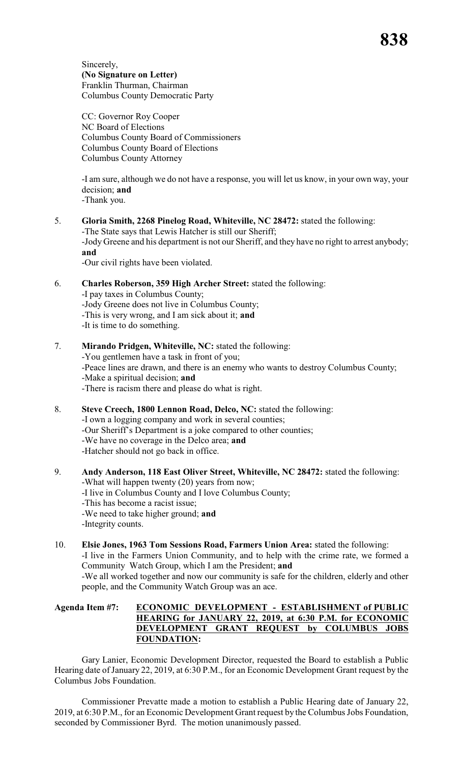Sincerely,
**(No Signature on Letter)**
Franklin Thurman, Chairman
Columbus County Democratic Party

CC: Governor Roy Cooper
NC Board of Elections
Columbus County Board of Commissioners
Columbus County Board of Elections
Columbus County Attorney

-I am sure, although we do not have a response, you will let us know, in your own way, your decision; **and**
-Thank you.

5. **Gloria Smith, 2268 Pinelog Road, Whiteville, NC 28472:** stated the following:
   -The State says that Lewis Hatcher is still our Sheriff;
   -Jody Greene and his department is not our Sheriff, and they have no right to arrest anybody; **and**
   -Our civil rights have been violated.

6. **Charles Roberson, 359 High Archer Street:** stated the following:
   -I pay taxes in Columbus County;
   -Jody Greene does not live in Columbus County;
   -This is very wrong, and I am sick about it; **and**
   -It is time to do something.

7. **Mirando Pridgen, Whiteville, NC:** stated the following:
   -You gentlemen have a task in front of you;
   -Peace lines are drawn, and there is an enemy who wants to destroy Columbus County;
   -Make a spiritual decision; **and**
   -There is racism there and please do what is right.

8. **Steve Creech, 1800 Lennon Road, Delco, NC:** stated the following:
   -I own a logging company and work in several counties;
   -Our Sheriff's Department is a joke compared to other counties;
   -We have no coverage in the Delco area; **and**
   -Hatcher should not go back in office.

9. **Andy Anderson, 118 East Oliver Street, Whiteville, NC 28472:** stated the following:
   -What will happen twenty (20) years from now;
   -I live in Columbus County and I love Columbus County;
   -This has become a racist issue;
   -We need to take higher ground; **and**
   -Integrity counts.

10. **Elsie Jones, 1963 Tom Sessions Road, Farmers Union Area:** stated the following:
    -I live in the Farmers Union Community, and to help with the crime rate, we formed a Community Watch Group, which I am the President; **and**
    -We all worked together and now our community is safe for the children, elderly and other people, and the Community Watch Group was an ace.

**Agenda Item #7: ECONOMIC DEVELOPMENT - ESTABLISHMENT of PUBLIC HEARING for JANUARY 22, 2019, at 6:30 P.M. for ECONOMIC DEVELOPMENT GRANT REQUEST by COLUMBUS JOBS FOUNDATION:**

Gary Lanier, Economic Development Director, requested the Board to establish a Public Hearing date of January 22, 2019, at 6:30 P.M., for an Economic Development Grant request by the Columbus Jobs Foundation.

Commissioner Prevatte made a motion to establish a Public Hearing date of January 22, 2019, at 6:30 P.M., for an Economic Development Grant request by the Columbus Jobs Foundation, seconded by Commissioner Byrd. The motion unanimously passed.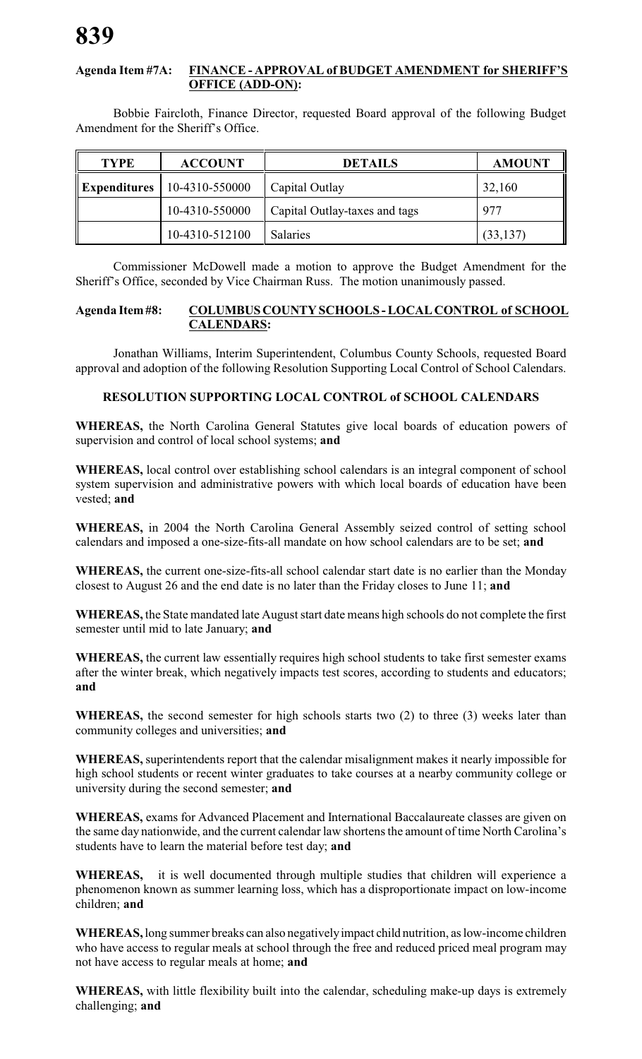**Agenda Item #7A: FINANCE - APPROVAL of BUDGET AMENDMENT for SHERIFF'S OFFICE (ADD-ON):**

Bobbie Faircloth, Finance Director, requested Board approval of the following Budget Amendment for the Sheriff's Office.

| TYPE | ACCOUNT | DETAILS | AMOUNT |
|---|---|---|---|
| **Expenditures** | 10-4310-550000 | Capital Outlay | 32,160 |
| | 10-4310-550000 | Capital Outlay-taxes and tags | 977 |
| | 10-4310-512100 | Salaries | (33,137) |

Commissioner McDowell made a motion to approve the Budget Amendment for the Sheriff's Office, seconded by Vice Chairman Russ. The motion unanimously passed.

**Agenda Item #8: COLUMBUS COUNTY SCHOOLS - LOCAL CONTROL of SCHOOL CALENDARS:**

Jonathan Williams, Interim Superintendent, Columbus County Schools, requested Board approval and adoption of the following Resolution Supporting Local Control of School Calendars.

**RESOLUTION SUPPORTING LOCAL CONTROL of SCHOOL CALENDARS**

**WHEREAS,** the North Carolina General Statutes give local boards of education powers of supervision and control of local school systems; **and**

**WHEREAS,** local control over establishing school calendars is an integral component of school system supervision and administrative powers with which local boards of education have been vested; **and**

**WHEREAS,** in 2004 the North Carolina General Assembly seized control of setting school calendars and imposed a one-size-fits-all mandate on how school calendars are to be set; **and**

**WHEREAS,** the current one-size-fits-all school calendar start date is no earlier than the Monday closest to August 26 and the end date is no later than the Friday closes to June 11; **and**

**WHEREAS,** the State mandated late August start date means high schools do not complete the first semester until mid to late January; **and**

**WHEREAS,** the current law essentially requires high school students to take first semester exams after the winter break, which negatively impacts test scores, according to students and educators; **and**

**WHEREAS,** the second semester for high schools starts two (2) to three (3) weeks later than community colleges and universities; **and**

**WHEREAS,** superintendents report that the calendar misalignment makes it nearly impossible for high school students or recent winter graduates to take courses at a nearby community college or university during the second semester; **and**

**WHEREAS,** exams for Advanced Placement and International Baccalaureate classes are given on the same day nationwide, and the current calendar law shortens the amount of time North Carolina's students have to learn the material before test day; **and**

**WHEREAS,** it is well documented through multiple studies that children will experience a phenomenon known as summer learning loss, which has a disproportionate impact on low-income children; **and**

**WHEREAS,** long summer breaks can also negatively impact child nutrition, as low-income children who have access to regular meals at school through the free and reduced priced meal program may not have access to regular meals at home; **and**

**WHEREAS,** with little flexibility built into the calendar, scheduling make-up days is extremely challenging; **and**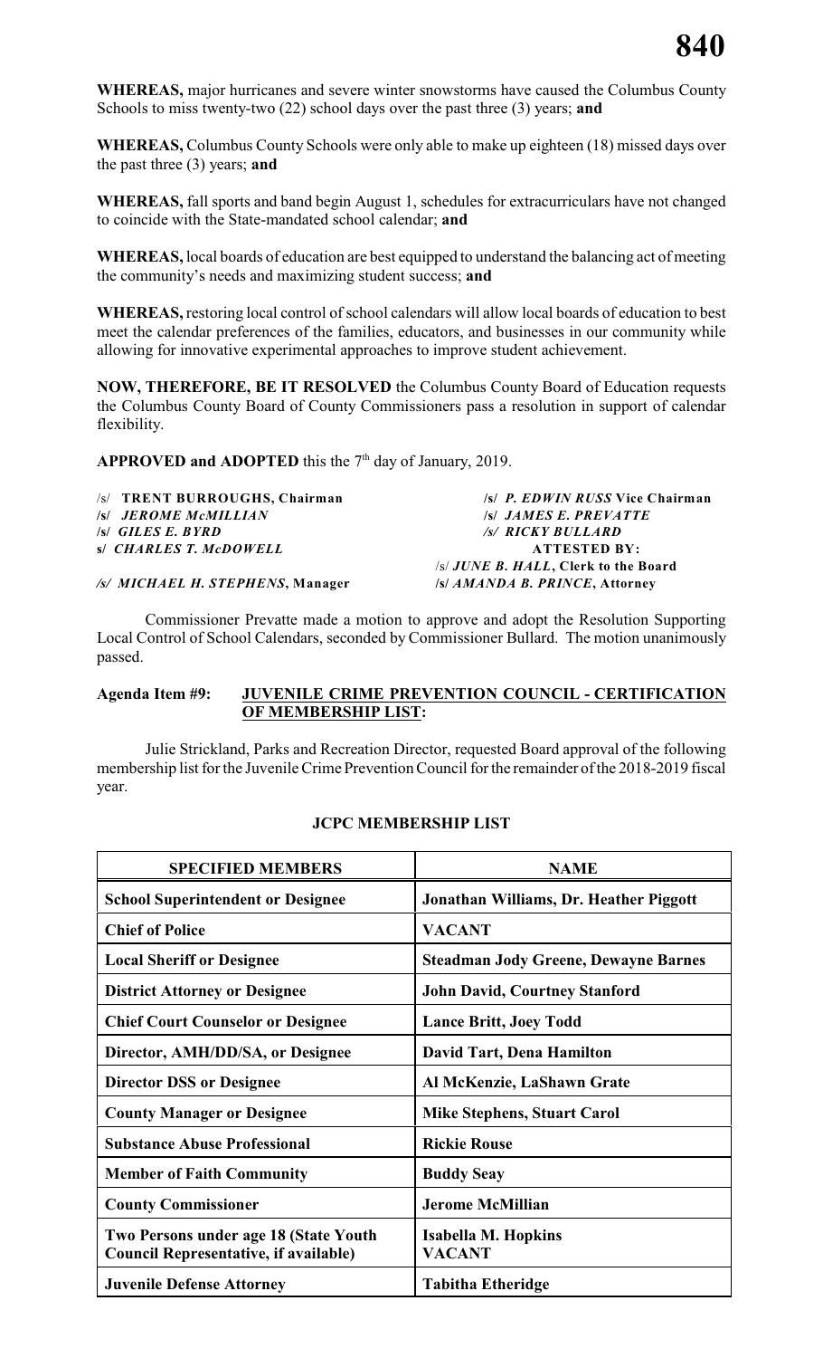**WHEREAS,** major hurricanes and severe winter snowstorms have caused the Columbus County Schools to miss twenty-two (22) school days over the past three (3) years; **and**

**WHEREAS,** Columbus County Schools were only able to make up eighteen (18) missed days over the past three (3) years; **and**

**WHEREAS,** fall sports and band begin August 1, schedules for extracurriculars have not changed to coincide with the State-mandated school calendar; **and**

**WHEREAS,** local boards of education are best equipped to understand the balancing act of meeting the community's needs and maximizing student success; **and**

**WHEREAS,** restoring local control of school calendars will allow local boards of education to best meet the calendar preferences of the families, educators, and businesses in our community while allowing for innovative experimental approaches to improve student achievement.

**NOW, THEREFORE, BE IT RESOLVED** the Columbus County Board of Education requests the Columbus County Board of County Commissioners pass a resolution in support of calendar flexibility.

**APPROVED and ADOPTED** this the 7th day of January, 2019.

/s/ **TRENT BURROUGHS, Chairman**
**/s/ *P. EDWIN RUSS* Vice Chairman**
**/s/ *JEROME McMILLIAN***
**/s/ *JAMES E. PREVATTE***
**/s/ *GILES E. BYRD***
***/s/ RICKY BULLARD***
**s/ *CHARLES T. McDOWELL***
**ATTESTED BY:**
/s/ ***JUNE B. HALL*, Clerk to the Board**
***/s/ MICHAEL H. STEPHENS*, Manager**
**/s/ *AMANDA B. PRINCE*, Attorney**

Commissioner Prevatte made a motion to approve and adopt the Resolution Supporting Local Control of School Calendars, seconded by Commissioner Bullard. The motion unanimously passed.

**Agenda Item #9: JUVENILE CRIME PREVENTION COUNCIL - CERTIFICATION OF MEMBERSHIP LIST:**

Julie Strickland, Parks and Recreation Director, requested Board approval of the following membership list for the Juvenile Crime Prevention Council for the remainder of the 2018-2019 fiscal year.

**JCPC MEMBERSHIP LIST**

| SPECIFIED MEMBERS | NAME |
|---|---|
| **School Superintendent or Designee** | **Jonathan Williams, Dr. Heather Piggott** |
| **Chief of Police** | **VACANT** |
| **Local Sheriff or Designee** | **Steadman Jody Greene, Dewayne Barnes** |
| **District Attorney or Designee** | **John David, Courtney Stanford** |
| **Chief Court Counselor or Designee** | **Lance Britt, Joey Todd** |
| **Director, AMH/DD/SA, or Designee** | **David Tart, Dena Hamilton** |
| **Director DSS or Designee** | **Al McKenzie, LaShawn Grate** |
| **County Manager or Designee** | **Mike Stephens, Stuart Carol** |
| **Substance Abuse Professional** | **Rickie Rouse** |
| **Member of Faith Community** | **Buddy Seay** |
| **County Commissioner** | **Jerome McMillian** |
| **Two Persons under age 18 (State Youth Council Representative, if available)** | **Isabella M. Hopkins**<br>**VACANT** |
| **Juvenile Defense Attorney** | **Tabitha Etheridge** |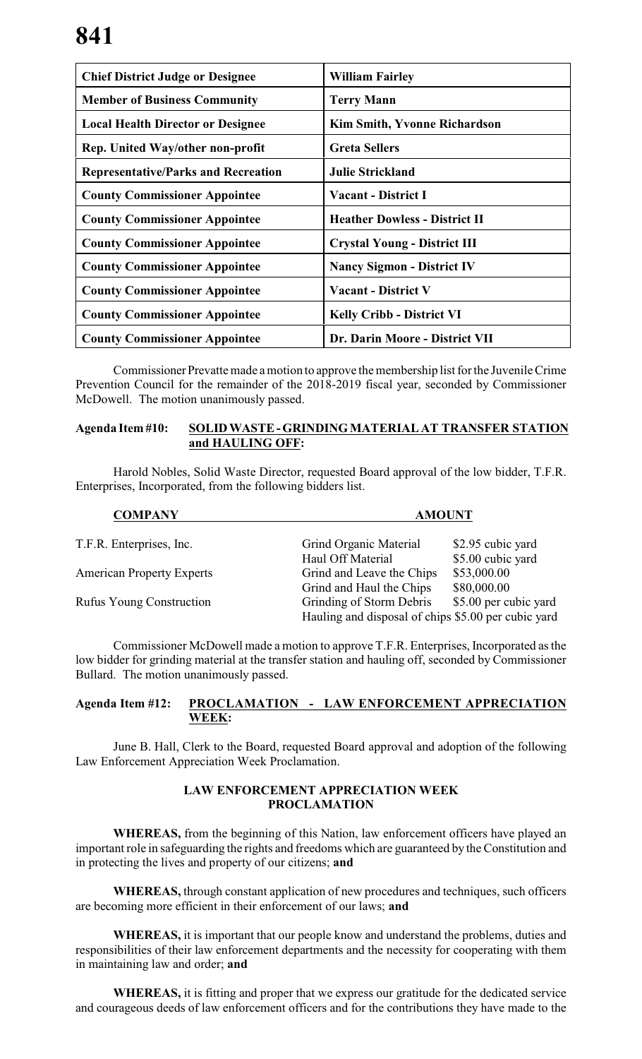| Chief District Judge or Designee | William Fairley |
|---|---|
| Member of Business Community | Terry Mann |
| Local Health Director or Designee | Kim Smith, Yvonne Richardson |
| Rep. United Way/other non-profit | Greta Sellers |
| Representative/Parks and Recreation | Julie Strickland |
| County Commissioner Appointee | Vacant - District I |
| County Commissioner Appointee | Heather Dowless - District II |
| County Commissioner Appointee | Crystal Young - District III |
| County Commissioner Appointee | Nancy Sigmon - District IV |
| County Commissioner Appointee | Vacant - District V |
| County Commissioner Appointee | Kelly Cribb - District VI |
| County Commissioner Appointee | Dr. Darin Moore - District VII |

Commissioner Prevatte made a motion to approve the membership list for the Juvenile Crime Prevention Council for the remainder of the 2018-2019 fiscal year, seconded by Commissioner McDowell. The motion unanimously passed.

**Agenda Item #10: SOLID WASTE - GRINDING MATERIAL AT TRANSFER STATION and HAULING OFF:**

Harold Nobles, Solid Waste Director, requested Board approval of the low bidder, T.F.R. Enterprises, Incorporated, from the following bidders list.

| COMPANY | AMOUNT | |
|---|---|---|
| T.F.R. Enterprises, Inc. | Grind Organic Material | \$2.95 cubic yard |
| | Haul Off Material | \$5.00 cubic yard |
| American Property Experts | Grind and Leave the Chips | \$53,000.00 |
| | Grind and Haul the Chips | \$80,000.00 |
| Rufus Young Construction | Grinding of Storm Debris | \$5.00 per cubic yard |
| | Hauling and disposal of chips | \$5.00 per cubic yard |

Commissioner McDowell made a motion to approve T.F.R. Enterprises, Incorporated as the low bidder for grinding material at the transfer station and hauling off, seconded by Commissioner Bullard. The motion unanimously passed.

**Agenda Item #12: PROCLAMATION - LAW ENFORCEMENT APPRECIATION WEEK:**

June B. Hall, Clerk to the Board, requested Board approval and adoption of the following Law Enforcement Appreciation Week Proclamation.

**LAW ENFORCEMENT APPRECIATION WEEK PROCLAMATION**

**WHEREAS,** from the beginning of this Nation, law enforcement officers have played an important role in safeguarding the rights and freedoms which are guaranteed by the Constitution and in protecting the lives and property of our citizens; **and**

**WHEREAS,** through constant application of new procedures and techniques, such officers are becoming more efficient in their enforcement of our laws; **and**

**WHEREAS,** it is important that our people know and understand the problems, duties and responsibilities of their law enforcement departments and the necessity for cooperating with them in maintaining law and order; **and**

**WHEREAS,** it is fitting and proper that we express our gratitude for the dedicated service and courageous deeds of law enforcement officers and for the contributions they have made to the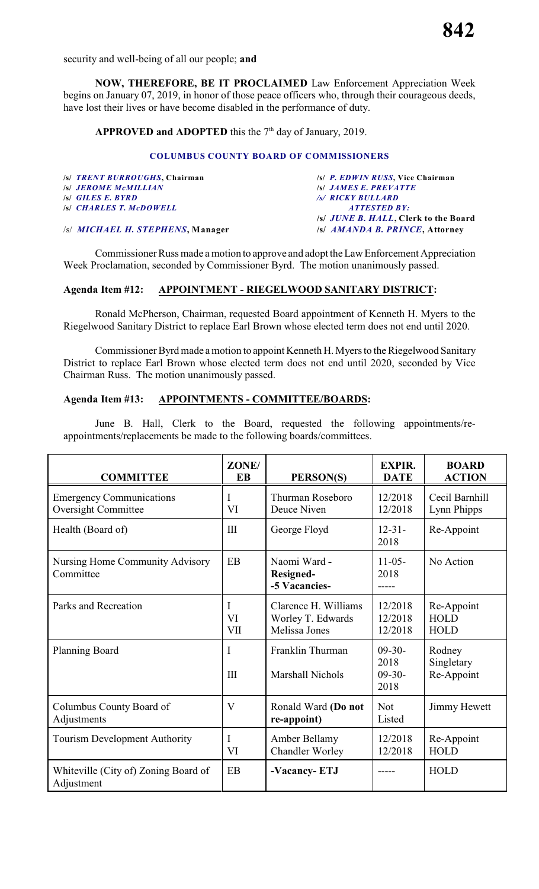security and well-being of all our people; **and**

**NOW, THEREFORE, BE IT PROCLAIMED** Law Enforcement Appreciation Week begins on January 07, 2019, in honor of those peace officers who, through their courageous deeds, have lost their lives or have become disabled in the performance of duty.

**APPROVED and ADOPTED** this the 7th day of January, 2019.

**COLUMBUS COUNTY BOARD OF COMMISSIONERS**

/s/ ***TRENT BURROUGHS*, Chairman**
/s/ ***JEROME McMILLIAN***
/s/ ***GILES E. BYRD***
/s/ ***CHARLES T. McDOWELL***

/s/ ***P. EDWIN RUSS*, Vice Chairman**
/s/ ***JAMES E. PREVATTE***
/s/ ***RICKY BULLARD***
***ATTESTED BY:***
/s/ ***JUNE B. HALL*, Clerk to the Board**

/s/ ***MICHAEL H. STEPHENS*, Manager**
/s/ ***AMANDA B. PRINCE*, Attorney**

Commissioner Russ made a motion to approve and adopt the Law Enforcement Appreciation Week Proclamation, seconded by Commissioner Byrd. The motion unanimously passed.

**Agenda Item #12: APPOINTMENT - RIEGELWOOD SANITARY DISTRICT:**

Ronald McPherson, Chairman, requested Board appointment of Kenneth H. Myers to the Riegelwood Sanitary District to replace Earl Brown whose elected term does not end until 2020.

Commissioner Byrd made a motion to appoint Kenneth H. Myers to the Riegelwood Sanitary District to replace Earl Brown whose elected term does not end until 2020, seconded by Vice Chairman Russ. The motion unanimously passed.

**Agenda Item #13: APPOINTMENTS - COMMITTEE/BOARDS:**

June B. Hall, Clerk to the Board, requested the following appointments/re-appointments/replacements be made to the following boards/committees.

| COMMITTEE | ZONE/ EB | PERSON(S) | EXPIR. DATE | BOARD ACTION |
|---|---|---|---|---|
| Emergency Communications Oversight Committee | I<br>VI | Thurman Roseboro<br>Deuce Niven | 12/2018<br>12/2018 | Cecil Barnhill<br>Lynn Phipps |
| Health (Board of) | III | George Floyd | 12-31-2018 | Re-Appoint |
| Nursing Home Community Advisory Committee | EB | Naomi Ward - **Resigned-**<br>**-5 Vacancies-** | 11-05-2018<br>----- | No Action |
| Parks and Recreation | I<br>VI<br>VII | Clarence H. Williams<br>Worley T. Edwards<br>Melissa Jones | 12/2018<br>12/2018<br>12/2018 | Re-Appoint<br>HOLD<br>HOLD |
| Planning Board | I<br>III | Franklin Thurman<br>Marshall Nichols | 09-30-2018<br>09-30-2018 | Rodney Singletary<br>Re-Appoint |
| Columbus County Board of Adjustments | V | Ronald Ward **(Do not re-appoint)** | Not Listed | Jimmy Hewett |
| Tourism Development Authority | I<br>VI | Amber Bellamy<br>Chandler Worley | 12/2018<br>12/2018 | Re-Appoint<br>HOLD |
| Whiteville (City of) Zoning Board of Adjustment | EB | **-Vacancy- ETJ** | ----- | HOLD |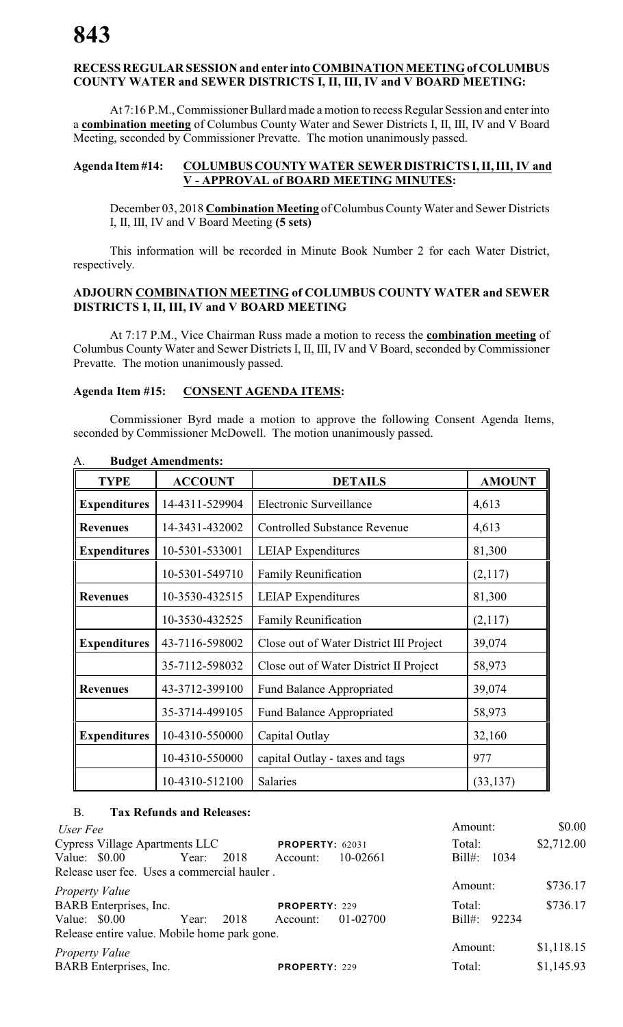**RECESS REGULAR SESSION and enter into COMBINATION MEETING of COLUMBUS COUNTY WATER and SEWER DISTRICTS I, II, III, IV and V BOARD MEETING:**

At 7:16 P.M., Commissioner Bullard made a motion to recess Regular Session and enter into a **combination meeting** of Columbus County Water and Sewer Districts I, II, III, IV and V Board Meeting, seconded by Commissioner Prevatte. The motion unanimously passed.

**Agenda Item #14: COLUMBUS COUNTY WATER SEWER DISTRICTS I, II, III, IV and V - APPROVAL of BOARD MEETING MINUTES:**

December 03, 2018 **Combination Meeting** of Columbus County Water and Sewer Districts I, II, III, IV and V Board Meeting **(5 sets)**

This information will be recorded in Minute Book Number 2 for each Water District, respectively.

**ADJOURN COMBINATION MEETING of COLUMBUS COUNTY WATER and SEWER DISTRICTS I, II, III, IV and V BOARD MEETING**

At 7:17 P.M., Vice Chairman Russ made a motion to recess the **combination meeting** of Columbus County Water and Sewer Districts I, II, III, IV and V Board, seconded by Commissioner Prevatte. The motion unanimously passed.

**Agenda Item #15: CONSENT AGENDA ITEMS:**

Commissioner Byrd made a motion to approve the following Consent Agenda Items, seconded by Commissioner McDowell. The motion unanimously passed.

A. **Budget Amendments:**

| TYPE | ACCOUNT | DETAILS | AMOUNT |
|---|---|---|---|
| **Expenditures** | 14-4311-529904 | Electronic Surveillance | 4,613 |
| **Revenues** | 14-3431-432002 | Controlled Substance Revenue | 4,613 |
| **Expenditures** | 10-5301-533001 | LEIAP Expenditures | 81,300 |
| | 10-5301-549710 | Family Reunification | (2,117) |
| **Revenues** | 10-3530-432515 | LEIAP Expenditures | 81,300 |
| | 10-3530-432525 | Family Reunification | (2,117) |
| **Expenditures** | 43-7116-598002 | Close out of Water District III Project | 39,074 |
| | 35-7112-598032 | Close out of Water District II Project | 58,973 |
| **Revenues** | 43-3712-399100 | Fund Balance Appropriated | 39,074 |
| | 35-3714-499105 | Fund Balance Appropriated | 58,973 |
| **Expenditures** | 10-4310-550000 | Capital Outlay | 32,160 |
| | 10-4310-550000 | capital Outlay - taxes and tags | 977 |
| | 10-4310-512100 | Salaries | (33,137) |

B. **Tax Refunds and Releases:**

*User Fee* — Amount: $0.00
Cypress Village Apartments LLC — **PROPERTY:** 62031 — Total: $2,712.00
Value: $0.00 Year: 2018 Account: 10-02661 Bill#: 1034
Release user fee. Uses a commercial hauler .

*Property Value* — Amount: $736.17
BARB Enterprises, Inc. — **PROPERTY:** 229 — Total: $736.17
Value: $0.00 Year: 2018 Account: 01-02700 Bill#: 92234
Release entire value. Mobile home park gone.

*Property Value* — Amount: $1,118.15
BARB Enterprises, Inc. — **PROPERTY:** 229 — Total: $1,145.93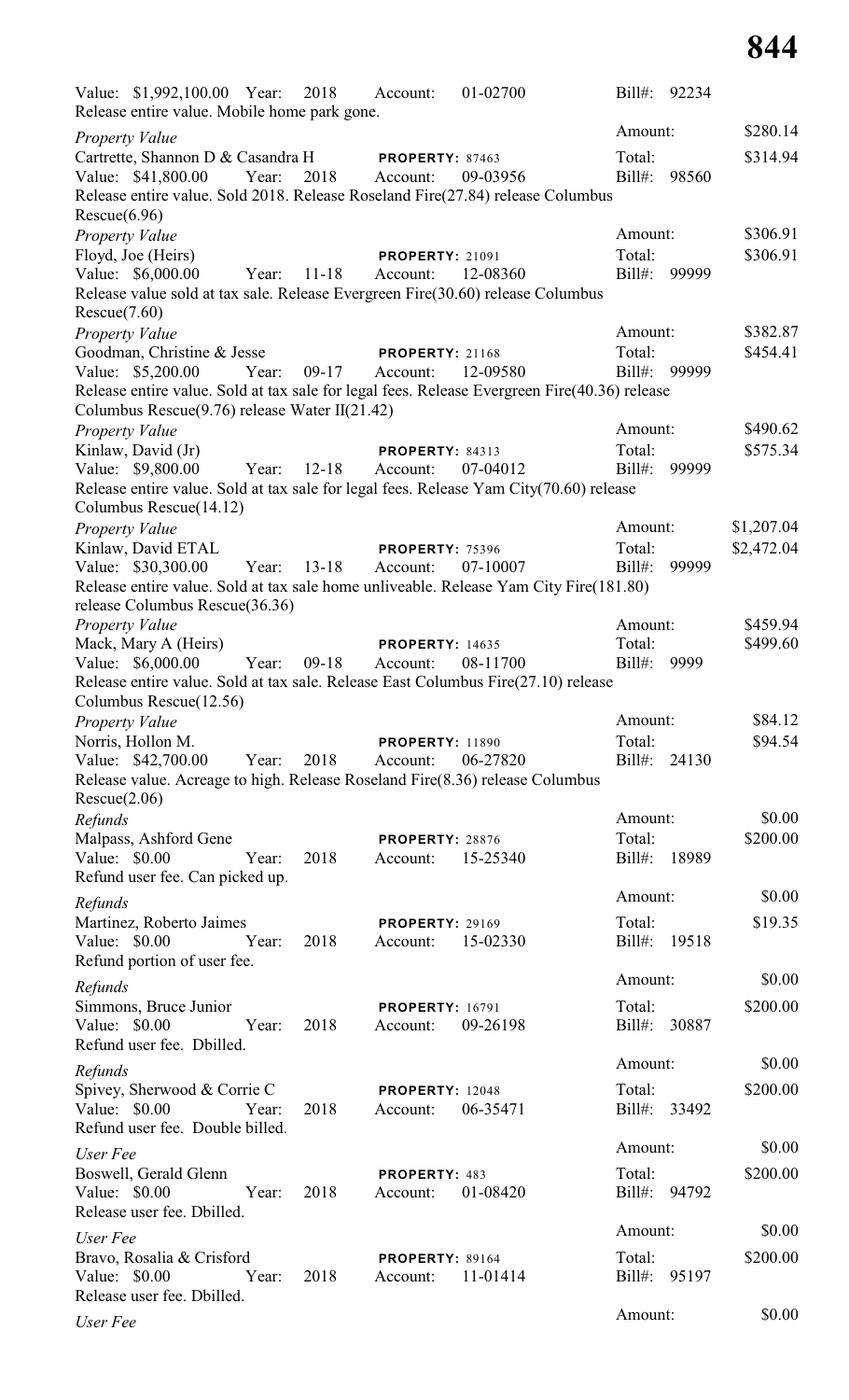Value: $1,992,100.00 Year: 2018 Account: 01-02700 Bill#: 92234
Release entire value. Mobile home park gone.

*Property Value* Amount: $280.14
Cartrette, Shannon D & Casandra H **PROPERTY:** 87463 Total: $314.94
Value: $41,800.00 Year: 2018 Account: 09-03956 Bill#: 98560
Release entire value. Sold 2018. Release Roseland Fire(27.84) release Columbus Rescue(6.96)

*Property Value* Amount: $306.91
Floyd, Joe (Heirs) **PROPERTY:** 21091 Total: $306.91
Value: $6,000.00 Year: 11-18 Account: 12-08360 Bill#: 99999
Release value sold at tax sale. Release Evergreen Fire(30.60) release Columbus Rescue(7.60)

*Property Value* Amount: $382.87
Goodman, Christine & Jesse **PROPERTY:** 21168 Total: $454.41
Value: $5,200.00 Year: 09-17 Account: 12-09580 Bill#: 99999
Release entire value. Sold at tax sale for legal fees. Release Evergreen Fire(40.36) release Columbus Rescue(9.76) release Water II(21.42)

*Property Value* Amount: $490.62
Kinlaw, David (Jr) **PROPERTY:** 84313 Total: $575.34
Value: $9,800.00 Year: 12-18 Account: 07-04012 Bill#: 99999
Release entire value. Sold at tax sale for legal fees. Release Yam City(70.60) release Columbus Rescue(14.12)

*Property Value* Amount: $1,207.04
Kinlaw, David ETAL **PROPERTY:** 75396 Total: $2,472.04
Value: $30,300.00 Year: 13-18 Account: 07-10007 Bill#: 99999
Release entire value. Sold at tax sale home unliveable. Release Yam City Fire(181.80) release Columbus Rescue(36.36)

*Property Value* Amount: $459.94
Mack, Mary A (Heirs) **PROPERTY:** 14635 Total: $499.60
Value: $6,000.00 Year: 09-18 Account: 08-11700 Bill#: 9999
Release entire value. Sold at tax sale. Release East Columbus Fire(27.10) release Columbus Rescue(12.56)

*Property Value* Amount: $84.12
Norris, Hollon M. **PROPERTY:** 11890 Total: $94.54
Value: $42,700.00 Year: 2018 Account: 06-27820 Bill#: 24130
Release value. Acreage to high. Release Roseland Fire(8.36) release Columbus Rescue(2.06)

*Refunds* Amount: $0.00
Malpass, Ashford Gene **PROPERTY:** 28876 Total: $200.00
Value: $0.00 Year: 2018 Account: 15-25340 Bill#: 18989
Refund user fee. Can picked up.

*Refunds* Amount: $0.00
Martinez, Roberto Jaimes **PROPERTY:** 29169 Total: $19.35
Value: $0.00 Year: 2018 Account: 15-02330 Bill#: 19518
Refund portion of user fee.

*Refunds* Amount: $0.00
Simmons, Bruce Junior **PROPERTY:** 16791 Total: $200.00
Value: $0.00 Year: 2018 Account: 09-26198 Bill#: 30887
Refund user fee. Dbilled.

*Refunds* Amount: $0.00
Spivey, Sherwood & Corrie C **PROPERTY:** 12048 Total: $200.00
Value: $0.00 Year: 2018 Account: 06-35471 Bill#: 33492
Refund user fee. Double billed.

*User Fee* Amount: $0.00
Boswell, Gerald Glenn **PROPERTY:** 483 Total: $200.00
Value: $0.00 Year: 2018 Account: 01-08420 Bill#: 94792
Release user fee. Dbilled.

*User Fee* Amount: $0.00
Bravo, Rosalia & Crisford **PROPERTY:** 89164 Total: $200.00
Value: $0.00 Year: 2018 Account: 11-01414 Bill#: 95197
Release user fee. Dbilled.

*User Fee* Amount: $0.00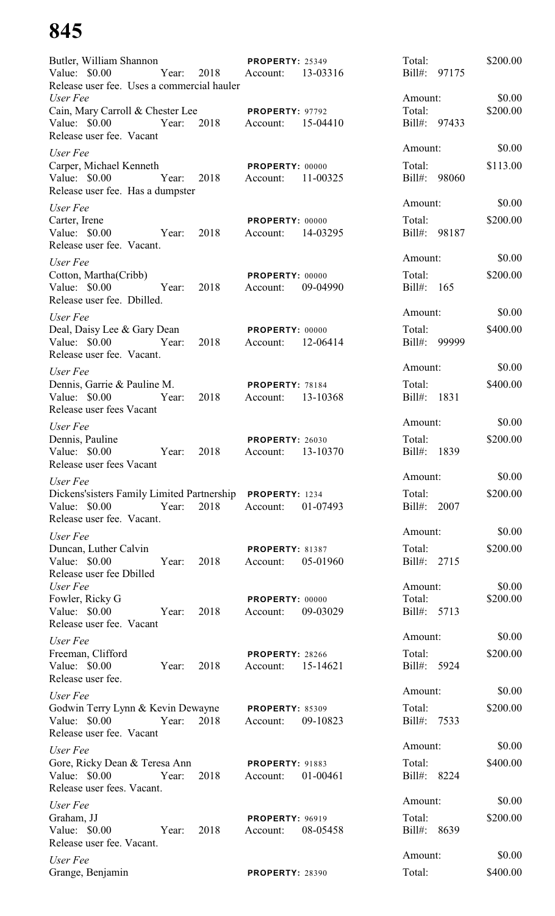# 845

Butler, William Shannon PROPERTY: 25349 Total: $200.00
Value: $0.00 Year: 2018 Account: 13-03316 Bill#: 97175
Release user fee. Uses a commercial hauler
*User Fee* Amount: $0.00

Cain, Mary Carroll & Chester Lee PROPERTY: 97792 Total: $200.00
Value: $0.00 Year: 2018 Account: 15-04410 Bill#: 97433
Release user fee. Vacant
*User Fee* Amount: $0.00

Carper, Michael Kenneth PROPERTY: 00000 Total: $113.00
Value: $0.00 Year: 2018 Account: 11-00325 Bill#: 98060
Release user fee. Has a dumpster
*User Fee* Amount: $0.00

Carter, Irene PROPERTY: 00000 Total: $200.00
Value: $0.00 Year: 2018 Account: 14-03295 Bill#: 98187
Release user fee. Vacant.
*User Fee* Amount: $0.00

Cotton, Martha(Cribb) PROPERTY: 00000 Total: $200.00
Value: $0.00 Year: 2018 Account: 09-04990 Bill#: 165
Release user fee. Dbilled.
*User Fee* Amount: $0.00

Deal, Daisy Lee & Gary Dean PROPERTY: 00000 Total: $400.00
Value: $0.00 Year: 2018 Account: 12-06414 Bill#: 99999
Release user fee. Vacant.
*User Fee* Amount: $0.00

Dennis, Garrie & Pauline M. PROPERTY: 78184 Total: $400.00
Value: $0.00 Year: 2018 Account: 13-10368 Bill#: 1831
Release user fees Vacant
*User Fee* Amount: $0.00

Dennis, Pauline PROPERTY: 26030 Total: $200.00
Value: $0.00 Year: 2018 Account: 13-10370 Bill#: 1839
Release user fees Vacant
*User Fee* Amount: $0.00

Dickens'sisters Family Limited Partnership PROPERTY: 1234 Total: $200.00
Value: $0.00 Year: 2018 Account: 01-07493 Bill#: 2007
Release user fee. Vacant.
*User Fee* Amount: $0.00

Duncan, Luther Calvin PROPERTY: 81387 Total: $200.00
Value: $0.00 Year: 2018 Account: 05-01960 Bill#: 2715
Release user fee Dbilled
*User Fee* Amount: $0.00

Fowler, Ricky G PROPERTY: 00000 Total: $200.00
Value: $0.00 Year: 2018 Account: 09-03029 Bill#: 5713
Release user fee. Vacant
*User Fee* Amount: $0.00

Freeman, Clifford PROPERTY: 28266 Total: $200.00
Value: $0.00 Year: 2018 Account: 15-14621 Bill#: 5924
Release user fee.
*User Fee* Amount: $0.00

Godwin Terry Lynn & Kevin Dewayne PROPERTY: 85309 Total: $200.00
Value: $0.00 Year: 2018 Account: 09-10823 Bill#: 7533
Release user fee. Vacant
*User Fee* Amount: $0.00

Gore, Ricky Dean & Teresa Ann PROPERTY: 91883 Total: $400.00
Value: $0.00 Year: 2018 Account: 01-00461 Bill#: 8224
Release user fees. Vacant.
*User Fee* Amount: $0.00

Graham, JJ PROPERTY: 96919 Total: $200.00
Value: $0.00 Year: 2018 Account: 08-05458 Bill#: 8639
Release user fee. Vacant.
*User Fee* Amount: $0.00

Grange, Benjamin PROPERTY: 28390 Total: $400.00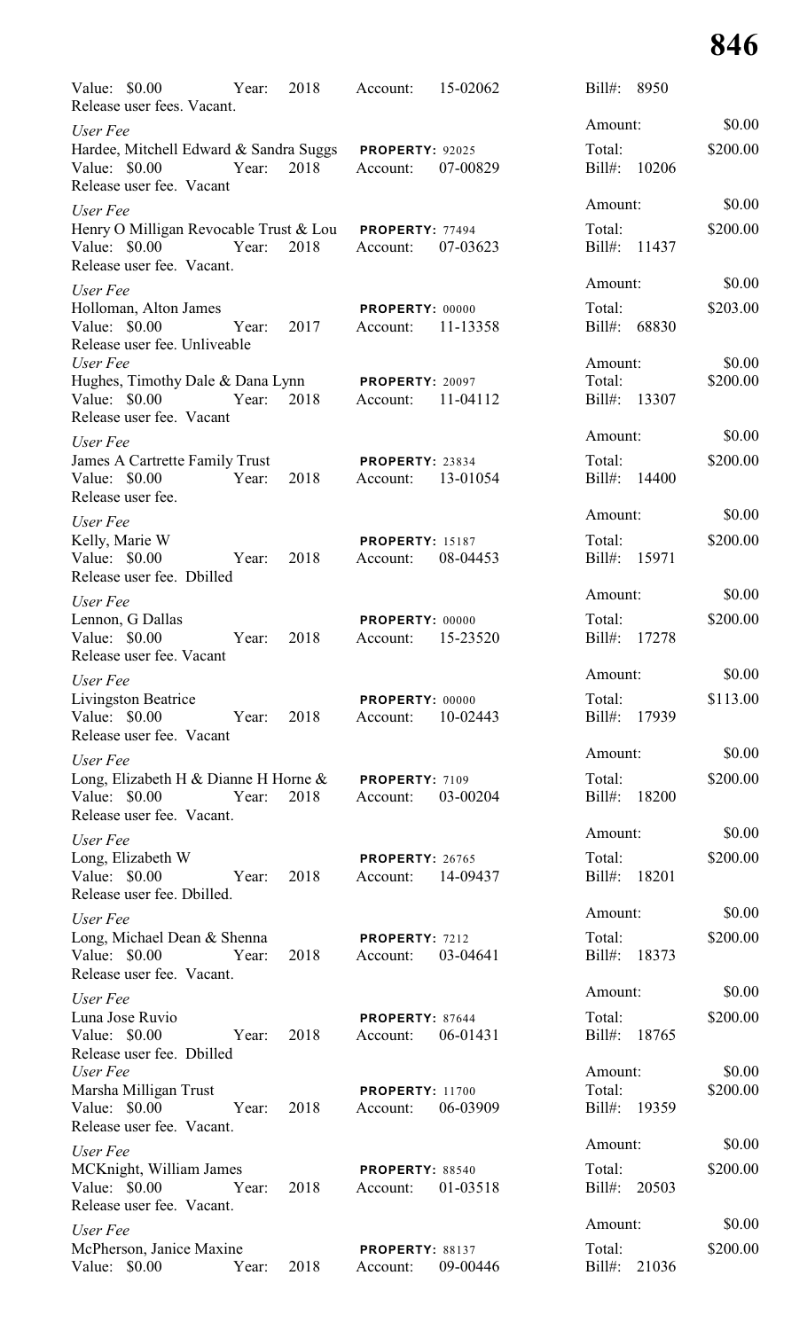Value: $0.00 Year: 2018 Account: 15-02062 Bill#: 8950
Release user fees. Vacant.

*User Fee* Amount: $0.00
Hardee, Mitchell Edward & Sandra Suggs **PROPERTY:** 92025 Total: $200.00
Value: $0.00 Year: 2018 Account: 07-00829 Bill#: 10206
Release user fee. Vacant

*User Fee* Amount: $0.00
Henry O Milligan Revocable Trust & Lou **PROPERTY:** 77494 Total: $200.00
Value: $0.00 Year: 2018 Account: 07-03623 Bill#: 11437
Release user fee. Vacant.

*User Fee* Amount: $0.00
Holloman, Alton James **PROPERTY:** 00000 Total: $203.00
Value: $0.00 Year: 2017 Account: 11-13358 Bill#: 68830
Release user fee. Unliveable

*User Fee* Amount: $0.00
Hughes, Timothy Dale & Dana Lynn **PROPERTY:** 20097 Total: $200.00
Value: $0.00 Year: 2018 Account: 11-04112 Bill#: 13307
Release user fee. Vacant

*User Fee* Amount: $0.00
James A Cartrette Family Trust **PROPERTY:** 23834 Total: $200.00
Value: $0.00 Year: 2018 Account: 13-01054 Bill#: 14400
Release user fee.

*User Fee* Amount: $0.00
Kelly, Marie W **PROPERTY:** 15187 Total: $200.00
Value: $0.00 Year: 2018 Account: 08-04453 Bill#: 15971
Release user fee. Dbilled

*User Fee* Amount: $0.00
Lennon, G Dallas **PROPERTY:** 00000 Total: $200.00
Value: $0.00 Year: 2018 Account: 15-23520 Bill#: 17278
Release user fee. Vacant

*User Fee* Amount: $0.00
Livingston Beatrice **PROPERTY:** 00000 Total: $113.00
Value: $0.00 Year: 2018 Account: 10-02443 Bill#: 17939
Release user fee. Vacant

*User Fee* Amount: $0.00
Long, Elizabeth H & Dianne H Horne & **PROPERTY:** 7109 Total: $200.00
Value: $0.00 Year: 2018 Account: 03-00204 Bill#: 18200
Release user fee. Vacant.

*User Fee* Amount: $0.00
Long, Elizabeth W **PROPERTY:** 26765 Total: $200.00
Value: $0.00 Year: 2018 Account: 14-09437 Bill#: 18201
Release user fee. Dbilled.

*User Fee* Amount: $0.00
Long, Michael Dean & Shenna **PROPERTY:** 7212 Total: $200.00
Value: $0.00 Year: 2018 Account: 03-04641 Bill#: 18373
Release user fee. Vacant.

*User Fee* Amount: $0.00
Luna Jose Ruvio **PROPERTY:** 87644 Total: $200.00
Value: $0.00 Year: 2018 Account: 06-01431 Bill#: 18765
Release user fee. Dbilled

*User Fee* Amount: $0.00
Marsha Milligan Trust **PROPERTY:** 11700 Total: $200.00
Value: $0.00 Year: 2018 Account: 06-03909 Bill#: 19359
Release user fee. Vacant.

*User Fee* Amount: $0.00
MCKnight, William James **PROPERTY:** 88540 Total: $200.00
Value: $0.00 Year: 2018 Account: 01-03518 Bill#: 20503
Release user fee. Vacant.

*User Fee* Amount: $0.00
McPherson, Janice Maxine **PROPERTY:** 88137 Total: $200.00
Value: $0.00 Year: 2018 Account: 09-00446 Bill#: 21036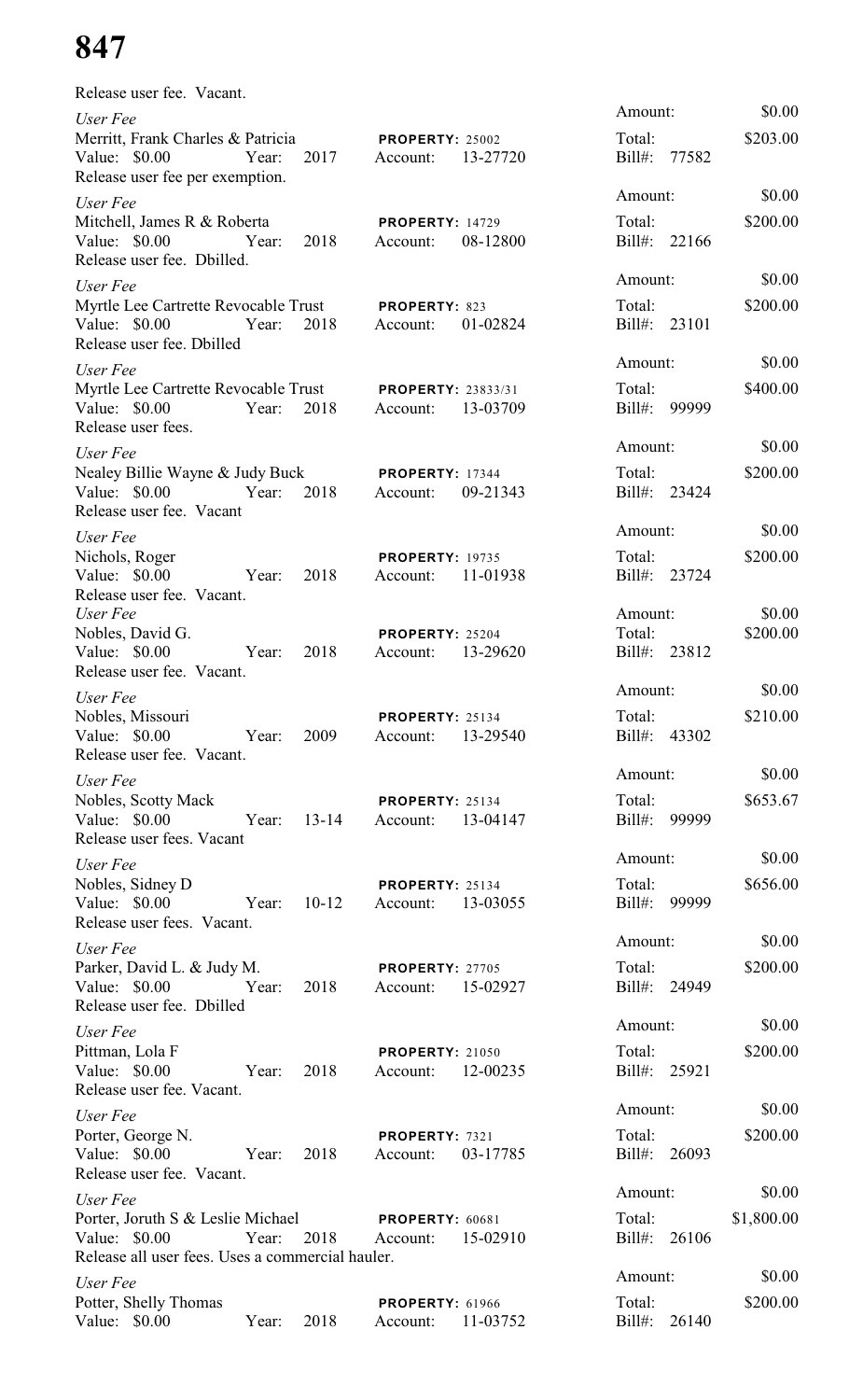# 847

Release user fee. Vacant.

*User Fee*
Merritt, Frank Charles & Patricia — **PROPERTY:** 25002
Value: $0.00 Year: 2017 Account: 13-27720
Amount: $0.00
Total: $203.00
Bill#: 77582
Release user fee per exemption.

*User Fee*
Mitchell, James R & Roberta — **PROPERTY:** 14729
Value: $0.00 Year: 2018 Account: 08-12800
Amount: $0.00
Total: $200.00
Bill#: 22166
Release user fee. Dbilled.

*User Fee*
Myrtle Lee Cartrette Revocable Trust — **PROPERTY:** 823
Value: $0.00 Year: 2018 Account: 01-02824
Amount: $0.00
Total: $200.00
Bill#: 23101
Release user fee. Dbilled

*User Fee*
Myrtle Lee Cartrette Revocable Trust — **PROPERTY:** 23833/31
Value: $0.00 Year: 2018 Account: 13-03709
Amount: $0.00
Total: $400.00
Bill#: 99999
Release user fees.

*User Fee*
Nealey Billie Wayne & Judy Buck — **PROPERTY:** 17344
Value: $0.00 Year: 2018 Account: 09-21343
Amount: $0.00
Total: $200.00
Bill#: 23424
Release user fee. Vacant

*User Fee*
Nichols, Roger — **PROPERTY:** 19735
Value: $0.00 Year: 2018 Account: 11-01938
Amount: $0.00
Total: $200.00
Bill#: 23724
Release user fee. Vacant.

*User Fee*
Nobles, David G. — **PROPERTY:** 25204
Value: $0.00 Year: 2018 Account: 13-29620
Amount: $0.00
Total: $200.00
Bill#: 23812
Release user fee. Vacant.

*User Fee*
Nobles, Missouri — **PROPERTY:** 25134
Value: $0.00 Year: 2009 Account: 13-29540
Amount: $0.00
Total: $210.00
Bill#: 43302
Release user fee. Vacant.

*User Fee*
Nobles, Scotty Mack — **PROPERTY:** 25134
Value: $0.00 Year: 13-14 Account: 13-04147
Amount: $0.00
Total: $653.67
Bill#: 99999
Release user fees. Vacant

*User Fee*
Nobles, Sidney D — **PROPERTY:** 25134
Value: $0.00 Year: 10-12 Account: 13-03055
Amount: $0.00
Total: $656.00
Bill#: 99999
Release user fees. Vacant.

*User Fee*
Parker, David L. & Judy M. — **PROPERTY:** 27705
Value: $0.00 Year: 2018 Account: 15-02927
Amount: $0.00
Total: $200.00
Bill#: 24949
Release user fee. Dbilled

*User Fee*
Pittman, Lola F — **PROPERTY:** 21050
Value: $0.00 Year: 2018 Account: 12-00235
Amount: $0.00
Total: $200.00
Bill#: 25921
Release user fee. Vacant.

*User Fee*
Porter, George N. — **PROPERTY:** 7321
Value: $0.00 Year: 2018 Account: 03-17785
Amount: $0.00
Total: $200.00
Bill#: 26093
Release user fee. Vacant.

*User Fee*
Porter, Joruth S & Leslie Michael — **PROPERTY:** 60681
Value: $0.00 Year: 2018 Account: 15-02910
Amount: $0.00
Total: $1,800.00
Bill#: 26106
Release all user fees. Uses a commercial hauler.

*User Fee*
Potter, Shelly Thomas — **PROPERTY:** 61966
Value: $0.00 Year: 2018 Account: 11-03752
Amount: $0.00
Total: $200.00
Bill#: 26140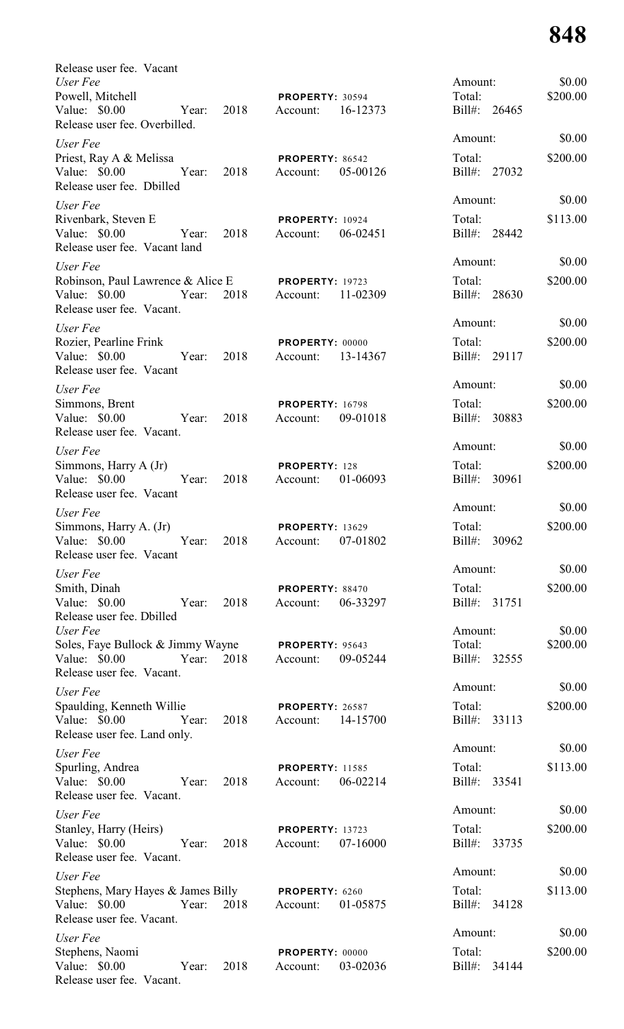Release user fee. Vacant

*User Fee*
Powell, Mitchell
Value: $0.00 Year: 2018 **PROPERTY:** 30594 Account: 16-12373
Amount: $0.00 Total: $200.00 Bill#: 26465
Release user fee. Overbilled.

*User Fee*
Priest, Ray A & Melissa
Value: $0.00 Year: 2018 **PROPERTY:** 86542 Account: 05-00126
Amount: $0.00 Total: $200.00 Bill#: 27032
Release user fee. Dbilled

*User Fee*
Rivenbark, Steven E
Value: $0.00 Year: 2018 **PROPERTY:** 10924 Account: 06-02451
Amount: $0.00 Total: $113.00 Bill#: 28442
Release user fee. Vacant land

*User Fee*
Robinson, Paul Lawrence & Alice E
Value: $0.00 Year: 2018 **PROPERTY:** 19723 Account: 11-02309
Amount: $0.00 Total: $200.00 Bill#: 28630
Release user fee. Vacant.

*User Fee*
Rozier, Pearline Frink
Value: $0.00 Year: 2018 **PROPERTY:** 00000 Account: 13-14367
Amount: $0.00 Total: $200.00 Bill#: 29117
Release user fee. Vacant

*User Fee*
Simmons, Brent
Value: $0.00 Year: 2018 **PROPERTY:** 16798 Account: 09-01018
Amount: $0.00 Total: $200.00 Bill#: 30883
Release user fee. Vacant.

*User Fee*
Simmons, Harry A (Jr)
Value: $0.00 Year: 2018 **PROPERTY:** 128 Account: 01-06093
Amount: $0.00 Total: $200.00 Bill#: 30961
Release user fee. Vacant

*User Fee*
Simmons, Harry A. (Jr)
Value: $0.00 Year: 2018 **PROPERTY:** 13629 Account: 07-01802
Amount: $0.00 Total: $200.00 Bill#: 30962
Release user fee. Vacant

*User Fee*
Smith, Dinah
Value: $0.00 Year: 2018 **PROPERTY:** 88470 Account: 06-33297
Amount: $0.00 Total: $200.00 Bill#: 31751
Release user fee. Dbilled

*User Fee*
Soles, Faye Bullock & Jimmy Wayne
Value: $0.00 Year: 2018 **PROPERTY:** 95643 Account: 09-05244
Amount: $0.00 Total: $200.00 Bill#: 32555
Release user fee. Vacant.

*User Fee*
Spaulding, Kenneth Willie
Value: $0.00 Year: 2018 **PROPERTY:** 26587 Account: 14-15700
Amount: $0.00 Total: $200.00 Bill#: 33113
Release user fee. Land only.

*User Fee*
Spurling, Andrea
Value: $0.00 Year: 2018 **PROPERTY:** 11585 Account: 06-02214
Amount: $0.00 Total: $113.00 Bill#: 33541
Release user fee. Vacant.

*User Fee*
Stanley, Harry (Heirs)
Value: $0.00 Year: 2018 **PROPERTY:** 13723 Account: 07-16000
Amount: $0.00 Total: $200.00 Bill#: 33735
Release user fee. Vacant.

*User Fee*
Stephens, Mary Hayes & James Billy
Value: $0.00 Year: 2018 **PROPERTY:** 6260 Account: 01-05875
Amount: $0.00 Total: $113.00 Bill#: 34128
Release user fee. Vacant.

*User Fee*
Stephens, Naomi
Value: $0.00 Year: 2018 **PROPERTY:** 00000 Account: 03-02036
Amount: $0.00 Total: $200.00 Bill#: 34144
Release user fee. Vacant.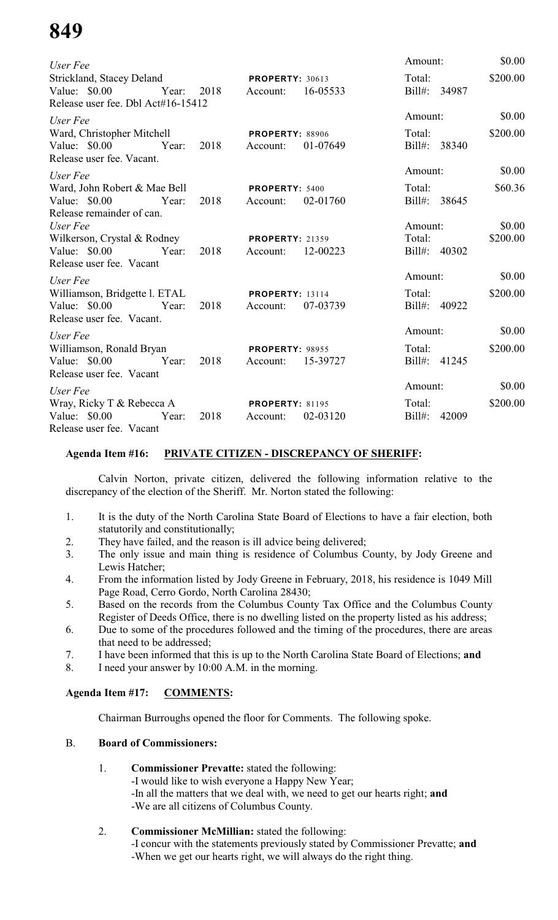*User Fee*
Strickland, Stacey Deland **PROPERTY:** 30613 Amount: $0.00
Value: $0.00 Year: 2018 Account: 16-05533 Total: $200.00
Release user fee. Dbl Act#16-15412 Bill#: 34987

*User Fee*
Ward, Christopher Mitchell **PROPERTY:** 88906 Amount: $0.00
Value: $0.00 Year: 2018 Account: 01-07649 Total: $200.00
Release user fee. Vacant. Bill#: 38340

*User Fee*
Ward, John Robert & Mae Bell **PROPERTY:** 5400 Amount: $0.00
Value: $0.00 Year: 2018 Account: 02-01760 Total: $60.36
Release remainder of can. Bill#: 38645

*User Fee*
Wilkerson, Crystal & Rodney **PROPERTY:** 21359 Amount: $0.00
Value: $0.00 Year: 2018 Account: 12-00223 Total: $200.00
Release user fee. Vacant Bill#: 40302

*User Fee*
Williamson, Bridgette l. ETAL **PROPERTY:** 13114 Amount: $0.00
Value: $0.00 Year: 2018 Account: 07-03739 Total: $200.00
Release user fee. Vacant. Bill#: 40922

*User Fee*
Williamson, Ronald Bryan **PROPERTY:** 98955 Amount: $0.00
Value: $0.00 Year: 2018 Account: 15-39727 Total: $200.00
Release user fee. Vacant Bill#: 41245

*User Fee*
Wray, Ricky T & Rebecca A **PROPERTY:** 81195 Amount: $0.00
Value: $0.00 Year: 2018 Account: 02-03120 Total: $200.00
Release user fee. Vacant Bill#: 42009

**Agenda Item #16: PRIVATE CITIZEN - DISCREPANCY OF SHERIFF:**

Calvin Norton, private citizen, delivered the following information relative to the discrepancy of the election of the Sheriff. Mr. Norton stated the following:

1. It is the duty of the North Carolina State Board of Elections to have a fair election, both statutorily and constitutionally;
2. They have failed, and the reason is ill advice being delivered;
3. The only issue and main thing is residence of Columbus County, by Jody Greene and Lewis Hatcher;
4. From the information listed by Jody Greene in February, 2018, his residence is 1049 Mill Page Road, Cerro Gordo, North Carolina 28430;
5. Based on the records from the Columbus County Tax Office and the Columbus County Register of Deeds Office, there is no dwelling listed on the property listed as his address;
6. Due to some of the procedures followed and the timing of the procedures, there are areas that need to be addressed;
7. I have been informed that this is up to the North Carolina State Board of Elections; **and**
8. I need your answer by 10:00 A.M. in the morning.

**Agenda Item #17: COMMENTS:**

Chairman Burroughs opened the floor for Comments. The following spoke.

B. **Board of Commissioners:**

1. **Commissioner Prevatte:** stated the following:
   - I would like to wish everyone a Happy New Year;
   - In all the matters that we deal with, we need to get our hearts right; **and**
   - We are all citizens of Columbus County.

2. **Commissioner McMillian:** stated the following:
   - I concur with the statements previously stated by Commissioner Prevatte; **and**
   - When we get our hearts right, we will always do the right thing.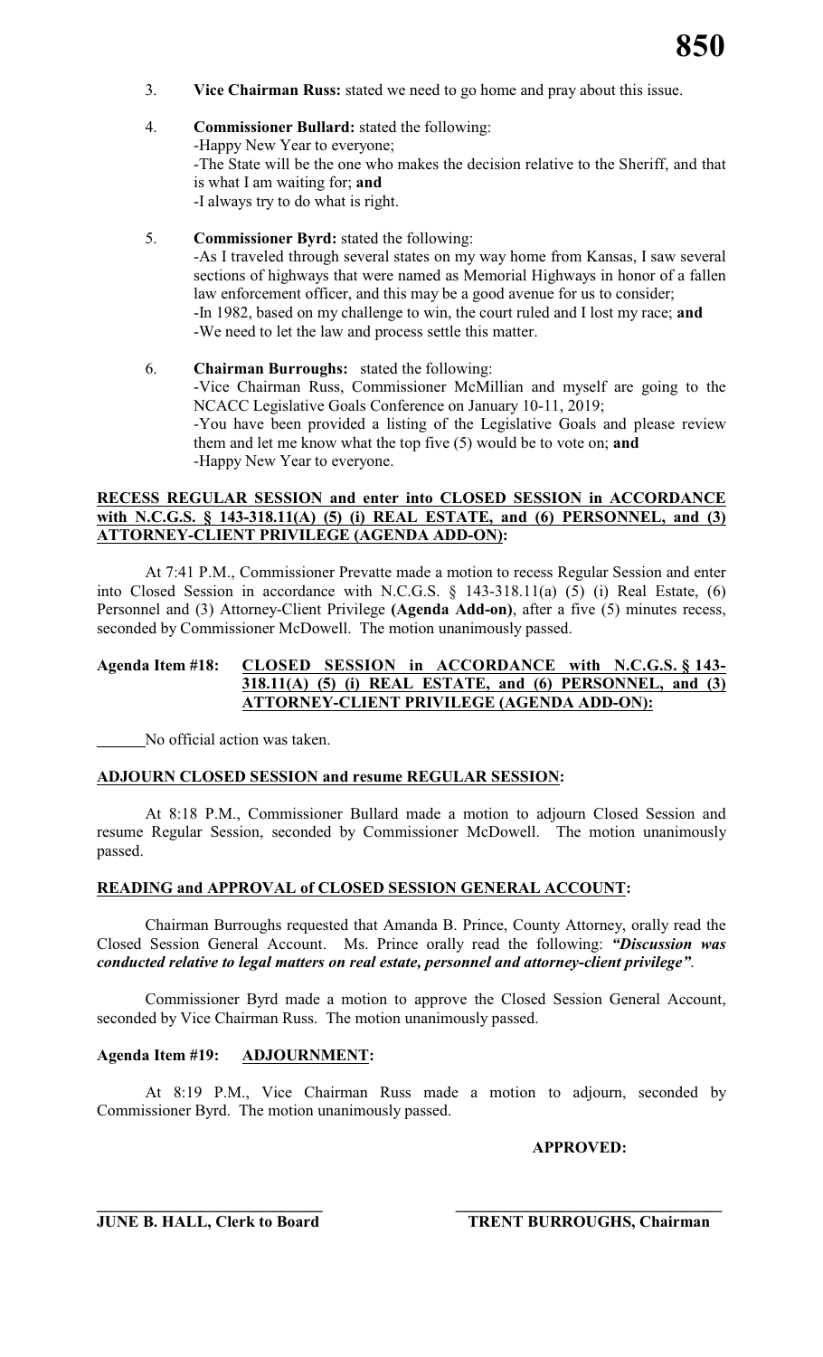3. **Vice Chairman Russ:** stated we need to go home and pray about this issue.

4. **Commissioner Bullard:** stated the following:
   -Happy New Year to everyone;
   -The State will be the one who makes the decision relative to the Sheriff, and that is what I am waiting for; **and**
   -I always try to do what is right.

5. **Commissioner Byrd:** stated the following:
   -As I traveled through several states on my way home from Kansas, I saw several sections of highways that were named as Memorial Highways in honor of a fallen law enforcement officer, and this may be a good avenue for us to consider;
   -In 1982, based on my challenge to win, the court ruled and I lost my race; **and**
   -We need to let the law and process settle this matter.

6. **Chairman Burroughs:** stated the following:
   -Vice Chairman Russ, Commissioner McMillian and myself are going to the NCACC Legislative Goals Conference on January 10-11, 2019;
   -You have been provided a listing of the Legislative Goals and please review them and let me know what the top five (5) would be to vote on; **and**
   -Happy New Year to everyone.

**RECESS REGULAR SESSION and enter into CLOSED SESSION in ACCORDANCE with N.C.G.S. § 143-318.11(A) (5) (i) REAL ESTATE, and (6) PERSONNEL, and (3) ATTORNEY-CLIENT PRIVILEGE (AGENDA ADD-ON):**

At 7:41 P.M., Commissioner Prevatte made a motion to recess Regular Session and enter into Closed Session in accordance with N.C.G.S. § 143-318.11(a) (5) (i) Real Estate, (6) Personnel and (3) Attorney-Client Privilege **(Agenda Add-on)**, after a five (5) minutes recess, seconded by Commissioner McDowell. The motion unanimously passed.

**Agenda Item #18: CLOSED SESSION in ACCORDANCE with N.C.G.S. § 143-318.11(A) (5) (i) REAL ESTATE, and (6) PERSONNEL, and (3) ATTORNEY-CLIENT PRIVILEGE (AGENDA ADD-ON):**

______No official action was taken.

**ADJOURN CLOSED SESSION and resume REGULAR SESSION:**

At 8:18 P.M., Commissioner Bullard made a motion to adjourn Closed Session and resume Regular Session, seconded by Commissioner McDowell. The motion unanimously passed.

**READING and APPROVAL of CLOSED SESSION GENERAL ACCOUNT:**

Chairman Burroughs requested that Amanda B. Prince, County Attorney, orally read the Closed Session General Account. Ms. Prince orally read the following: ***"Discussion was conducted relative to legal matters on real estate, personnel and attorney-client privilege"***.

Commissioner Byrd made a motion to approve the Closed Session General Account, seconded by Vice Chairman Russ. The motion unanimously passed.

**Agenda Item #19: ADJOURNMENT:**

At 8:19 P.M., Vice Chairman Russ made a motion to adjourn, seconded by Commissioner Byrd. The motion unanimously passed.

**APPROVED:**

______________________________ ______________________________
**JUNE B. HALL, Clerk to Board** **TRENT BURROUGHS, Chairman**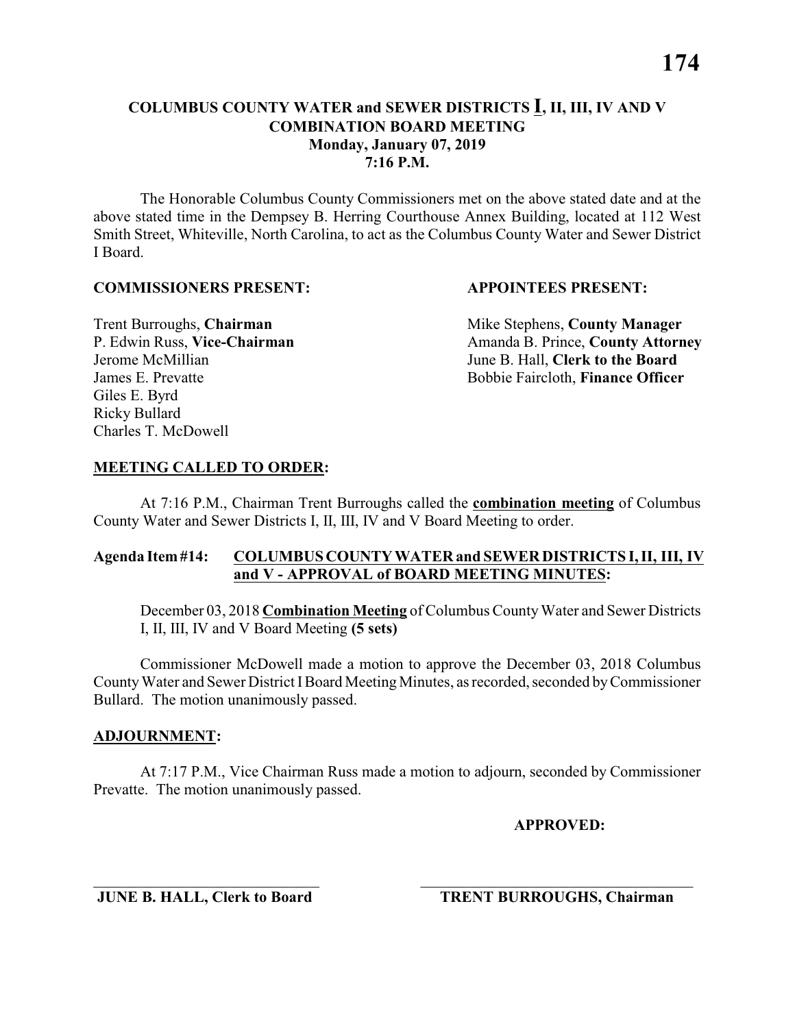# COLUMBUS COUNTY WATER and SEWER DISTRICTS **I**, II, III, IV AND V COMBINATION BOARD MEETING

**Monday, January 07, 2019**

**7:16 P.M.**

The Honorable Columbus County Commissioners met on the above stated date and at the above stated time in the Dempsey B. Herring Courthouse Annex Building, located at 112 West Smith Street, Whiteville, North Carolina, to act as the Columbus County Water and Sewer District I Board.

**COMMISSIONERS PRESENT:**

Trent Burroughs, **Chairman**
P. Edwin Russ, **Vice-Chairman**
Jerome McMillian
James E. Prevatte
Giles E. Byrd
Ricky Bullard
Charles T. McDowell

**APPOINTEES PRESENT:**

Mike Stephens, **County Manager**
Amanda B. Prince, **County Attorney**
June B. Hall, **Clerk to the Board**
Bobbie Faircloth, **Finance Officer**

## MEETING CALLED TO ORDER:

At 7:16 P.M., Chairman Trent Burroughs called the **combination meeting** of Columbus County Water and Sewer Districts I, II, III, IV and V Board Meeting to order.

## Agenda Item #14: COLUMBUS COUNTY WATER and SEWER DISTRICTS I, II, III, IV and V - APPROVAL of BOARD MEETING MINUTES:

December 03, 2018 **Combination Meeting** of Columbus County Water and Sewer Districts I, II, III, IV and V Board Meeting **(5 sets)**

Commissioner McDowell made a motion to approve the December 03, 2018 Columbus County Water and Sewer District I Board Meeting Minutes, as recorded, seconded by Commissioner Bullard. The motion unanimously passed.

## ADJOURNMENT:

At 7:17 P.M., Vice Chairman Russ made a motion to adjourn, seconded by Commissioner Prevatte. The motion unanimously passed.

**APPROVED:**

\_\_\_\_\_\_\_\_\_\_\_\_\_\_\_\_\_\_\_\_\_\_\_\_\_\_\_\_\_\_
**JUNE B. HALL, Clerk to Board**

\_\_\_\_\_\_\_\_\_\_\_\_\_\_\_\_\_\_\_\_\_\_\_\_\_\_\_\_\_\_
**TRENT BURROUGHS, Chairman**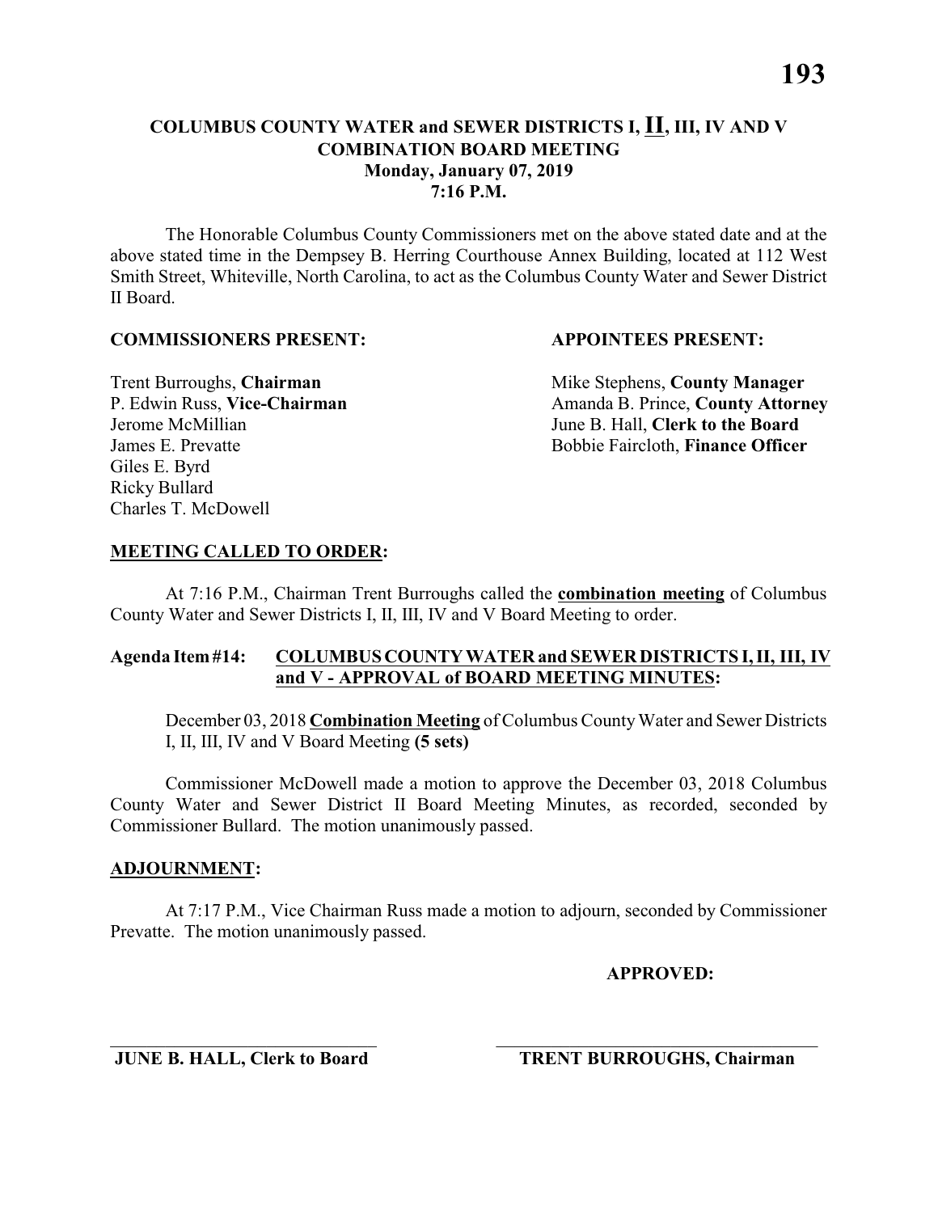# COLUMBUS COUNTY WATER and SEWER DISTRICTS I, <u>II</u>, III, IV AND V
## COMBINATION BOARD MEETING
### Monday, January 07, 2019
### 7:16 P.M.

The Honorable Columbus County Commissioners met on the above stated date and at the above stated time in the Dempsey B. Herring Courthouse Annex Building, located at 112 West Smith Street, Whiteville, North Carolina, to act as the Columbus County Water and Sewer District II Board.

| **COMMISSIONERS PRESENT:** | **APPOINTEES PRESENT:** |
| --- | --- |
| Trent Burroughs, **Chairman** | Mike Stephens, **County Manager** |
| P. Edwin Russ, **Vice-Chairman** | Amanda B. Prince, **County Attorney** |
| Jerome McMillian | June B. Hall, **Clerk to the Board** |
| James E. Prevatte | Bobbie Faircloth, **Finance Officer** |
| Giles E. Byrd | |
| Ricky Bullard | |
| Charles T. McDowell | |

**<u>MEETING CALLED TO ORDER</u>:**

At 7:16 P.M., Chairman Trent Burroughs called the **<u>combination meeting</u>** of Columbus County Water and Sewer Districts I, II, III, IV and V Board Meeting to order.

**Agenda Item #14: <u>COLUMBUS COUNTY WATER and SEWER DISTRICTS I, II, III, IV and V - APPROVAL of BOARD MEETING MINUTES</u>:**

December 03, 2018 **<u>Combination Meeting</u>** of Columbus County Water and Sewer Districts I, II, III, IV and V Board Meeting **(5 sets)**

Commissioner McDowell made a motion to approve the December 03, 2018 Columbus County Water and Sewer District II Board Meeting Minutes, as recorded, seconded by Commissioner Bullard. The motion unanimously passed.

**<u>ADJOURNMENT</u>:**

At 7:17 P.M., Vice Chairman Russ made a motion to adjourn, seconded by Commissioner Prevatte. The motion unanimously passed.

**APPROVED:**

\_\_\_\_\_\_\_\_\_\_\_\_\_\_\_\_\_\_\_\_\_\_\_\_\_\_\_\_ \_\_\_\_\_\_\_\_\_\_\_\_\_\_\_\_\_\_\_\_\_\_\_\_\_\_\_\_

**JUNE B. HALL, Clerk to Board** **TRENT BURROUGHS, Chairman**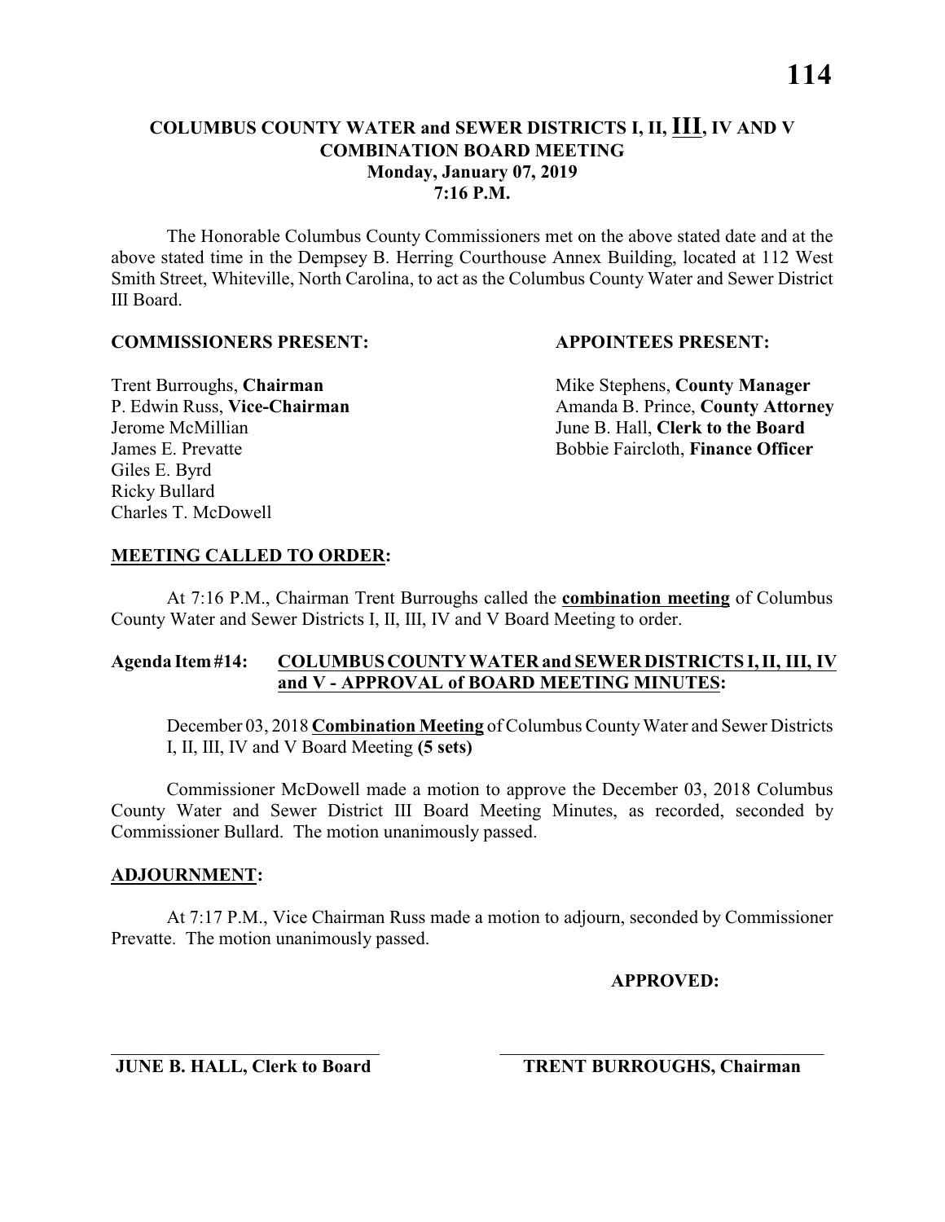# COLUMBUS COUNTY WATER and SEWER DISTRICTS I, II, <u>**III**</u>, IV AND V
## COMBINATION BOARD MEETING
### Monday, January 07, 2019
### 7:16 P.M.

The Honorable Columbus County Commissioners met on the above stated date and at the above stated time in the Dempsey B. Herring Courthouse Annex Building, located at 112 West Smith Street, Whiteville, North Carolina, to act as the Columbus County Water and Sewer District III Board.

**COMMISSIONERS PRESENT:**

Trent Burroughs, **Chairman**
P. Edwin Russ, **Vice-Chairman**
Jerome McMillian
James E. Prevatte
Giles E. Byrd
Ricky Bullard
Charles T. McDowell

**APPOINTEES PRESENT:**

Mike Stephens, **County Manager**
Amanda B. Prince, **County Attorney**
June B. Hall, **Clerk to the Board**
Bobbie Faircloth, **Finance Officer**

**<u>MEETING CALLED TO ORDER</u>:**

At 7:16 P.M., Chairman Trent Burroughs called the **<u>combination meeting</u>** of Columbus County Water and Sewer Districts I, II, III, IV and V Board Meeting to order.

**Agenda Item #14: <u>COLUMBUS COUNTY WATER and SEWER DISTRICTS I, II, III, IV and V - APPROVAL of BOARD MEETING MINUTES</u>:**

December 03, 2018 **<u>Combination Meeting</u>** of Columbus County Water and Sewer Districts I, II, III, IV and V Board Meeting **(5 sets)**

Commissioner McDowell made a motion to approve the December 03, 2018 Columbus County Water and Sewer District III Board Meeting Minutes, as recorded, seconded by Commissioner Bullard. The motion unanimously passed.

**<u>ADJOURNMENT</u>:**

At 7:17 P.M., Vice Chairman Russ made a motion to adjourn, seconded by Commissioner Prevatte. The motion unanimously passed.

**APPROVED:**

\_\_\_\_\_\_\_\_\_\_\_\_\_\_\_\_\_\_\_\_\_\_\_\_\_\_\_\_\_\_ \_\_\_\_\_\_\_\_\_\_\_\_\_\_\_\_\_\_\_\_\_\_\_\_\_\_\_\_\_\_

**JUNE B. HALL, Clerk to Board** **TRENT BURROUGHS, Chairman**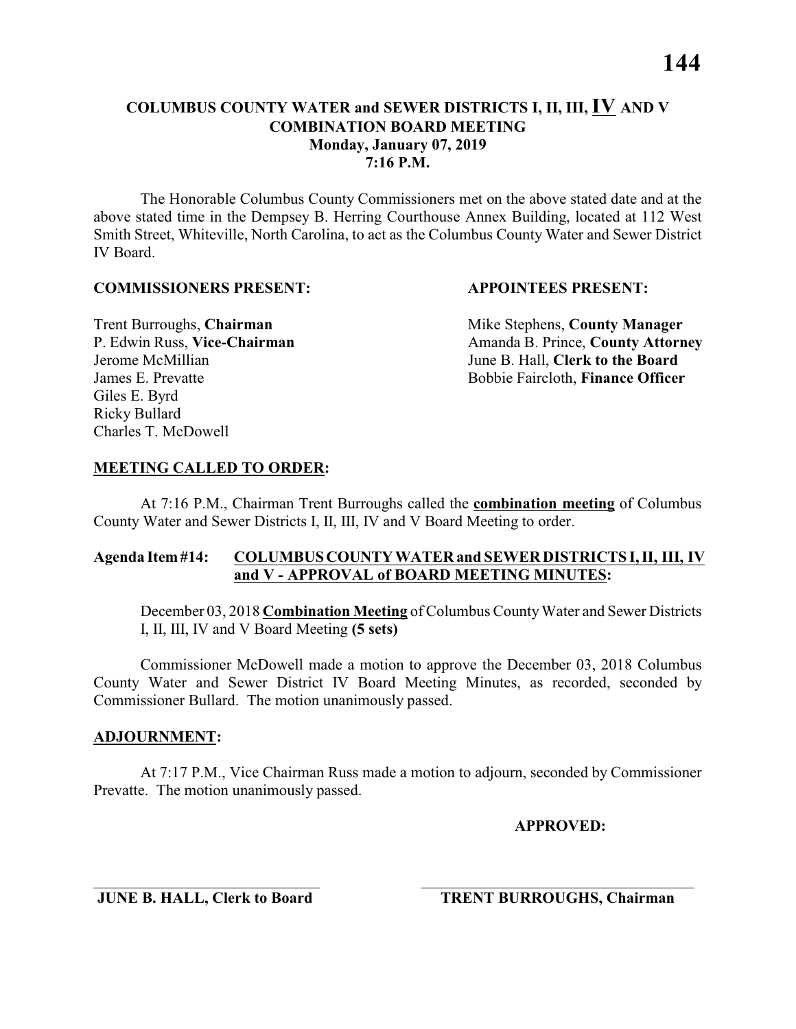# COLUMBUS COUNTY WATER and SEWER DISTRICTS I, II, III, IV AND V COMBINATION BOARD MEETING

**Monday, January 07, 2019**
**7:16 P.M.**

The Honorable Columbus County Commissioners met on the above stated date and at the above stated time in the Dempsey B. Herring Courthouse Annex Building, located at 112 West Smith Street, Whiteville, North Carolina, to act as the Columbus County Water and Sewer District IV Board.

**COMMISSIONERS PRESENT:**

Trent Burroughs, **Chairman**
P. Edwin Russ, **Vice-Chairman**
Jerome McMillian
James E. Prevatte
Giles E. Byrd
Ricky Bullard
Charles T. McDowell

**APPOINTEES PRESENT:**

Mike Stephens, **County Manager**
Amanda B. Prince, **County Attorney**
June B. Hall, **Clerk to the Board**
Bobbie Faircloth, **Finance Officer**

## MEETING CALLED TO ORDER:

At 7:16 P.M., Chairman Trent Burroughs called the **combination meeting** of Columbus County Water and Sewer Districts I, II, III, IV and V Board Meeting to order.

## Agenda Item #14: COLUMBUS COUNTY WATER and SEWER DISTRICTS I, II, III, IV and V - APPROVAL of BOARD MEETING MINUTES:

December 03, 2018 **Combination Meeting** of Columbus County Water and Sewer Districts I, II, III, IV and V Board Meeting **(5 sets)**

Commissioner McDowell made a motion to approve the December 03, 2018 Columbus County Water and Sewer District IV Board Meeting Minutes, as recorded, seconded by Commissioner Bullard. The motion unanimously passed.

## ADJOURNMENT:

At 7:17 P.M., Vice Chairman Russ made a motion to adjourn, seconded by Commissioner Prevatte. The motion unanimously passed.

**APPROVED:**

**JUNE B. HALL, Clerk to Board** **TRENT BURROUGHS, Chairman**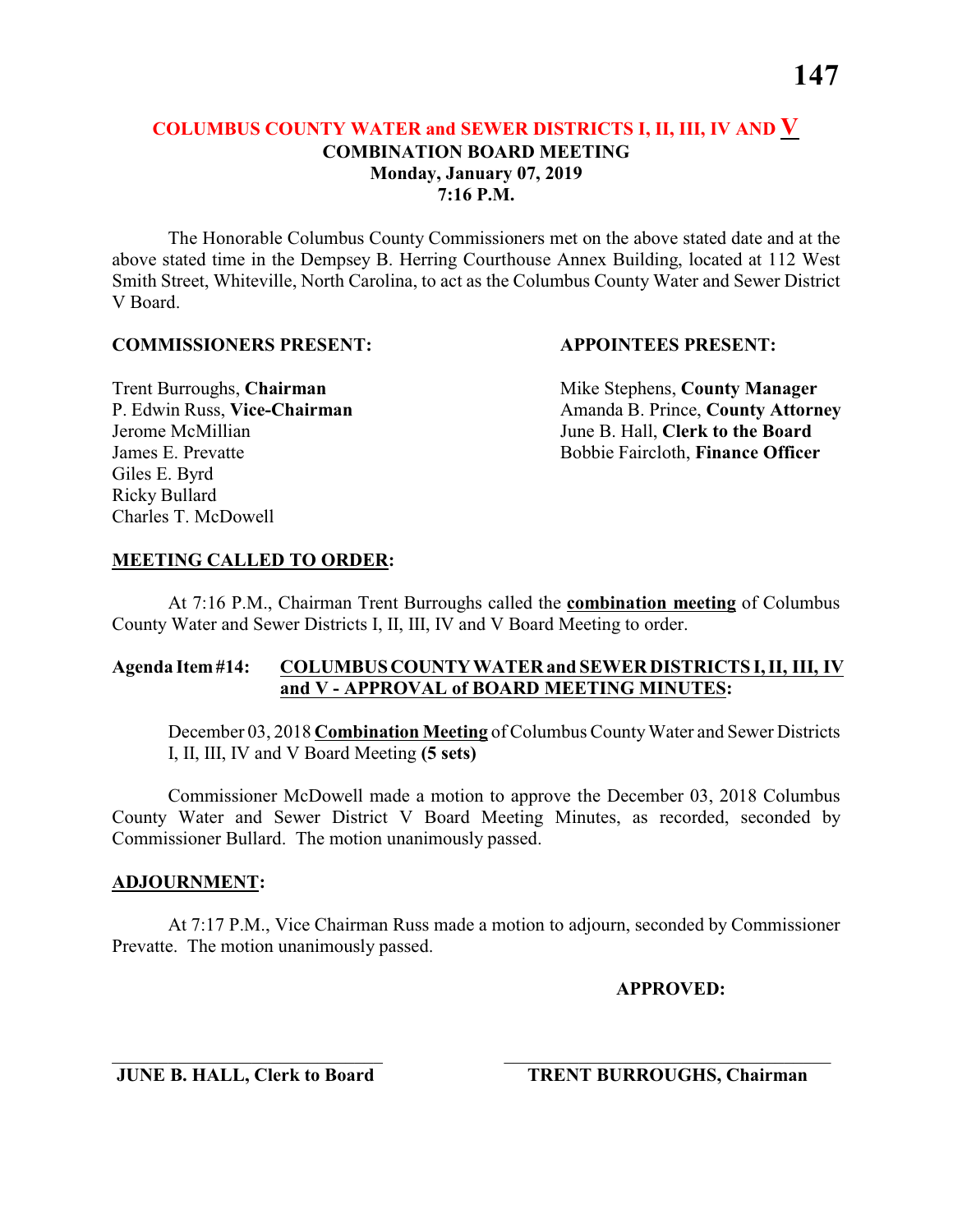# COLUMBUS COUNTY WATER and SEWER DISTRICTS I, II, III, IV AND V

## COMBINATION BOARD MEETING

**Monday, January 07, 2019**

**7:16 P.M.**

The Honorable Columbus County Commissioners met on the above stated date and at the above stated time in the Dempsey B. Herring Courthouse Annex Building, located at 112 West Smith Street, Whiteville, North Carolina, to act as the Columbus County Water and Sewer District V Board.

**COMMISSIONERS PRESENT:**

Trent Burroughs, **Chairman**
P. Edwin Russ, **Vice-Chairman**
Jerome McMillian
James E. Prevatte
Giles E. Byrd
Ricky Bullard
Charles T. McDowell

**APPOINTEES PRESENT:**

Mike Stephens, **County Manager**
Amanda B. Prince, **County Attorney**
June B. Hall, **Clerk to the Board**
Bobbie Faircloth, **Finance Officer**

**MEETING CALLED TO ORDER:**

At 7:16 P.M., Chairman Trent Burroughs called the **combination meeting** of Columbus County Water and Sewer Districts I, II, III, IV and V Board Meeting to order.

**Agenda Item #14: COLUMBUS COUNTY WATER and SEWER DISTRICTS I, II, III, IV and V - APPROVAL of BOARD MEETING MINUTES:**

December 03, 2018 **Combination Meeting** of Columbus County Water and Sewer Districts I, II, III, IV and V Board Meeting **(5 sets)**

Commissioner McDowell made a motion to approve the December 03, 2018 Columbus County Water and Sewer District V Board Meeting Minutes, as recorded, seconded by Commissioner Bullard. The motion unanimously passed.

**ADJOURNMENT:**

At 7:17 P.M., Vice Chairman Russ made a motion to adjourn, seconded by Commissioner Prevatte. The motion unanimously passed.

**APPROVED:**

\_\_\_\_\_\_\_\_\_\_\_\_\_\_\_\_\_\_\_\_\_\_\_\_\_\_\_\_
**JUNE B. HALL, Clerk to Board**

\_\_\_\_\_\_\_\_\_\_\_\_\_\_\_\_\_\_\_\_\_\_\_\_\_\_\_\_
**TRENT BURROUGHS, Chairman**